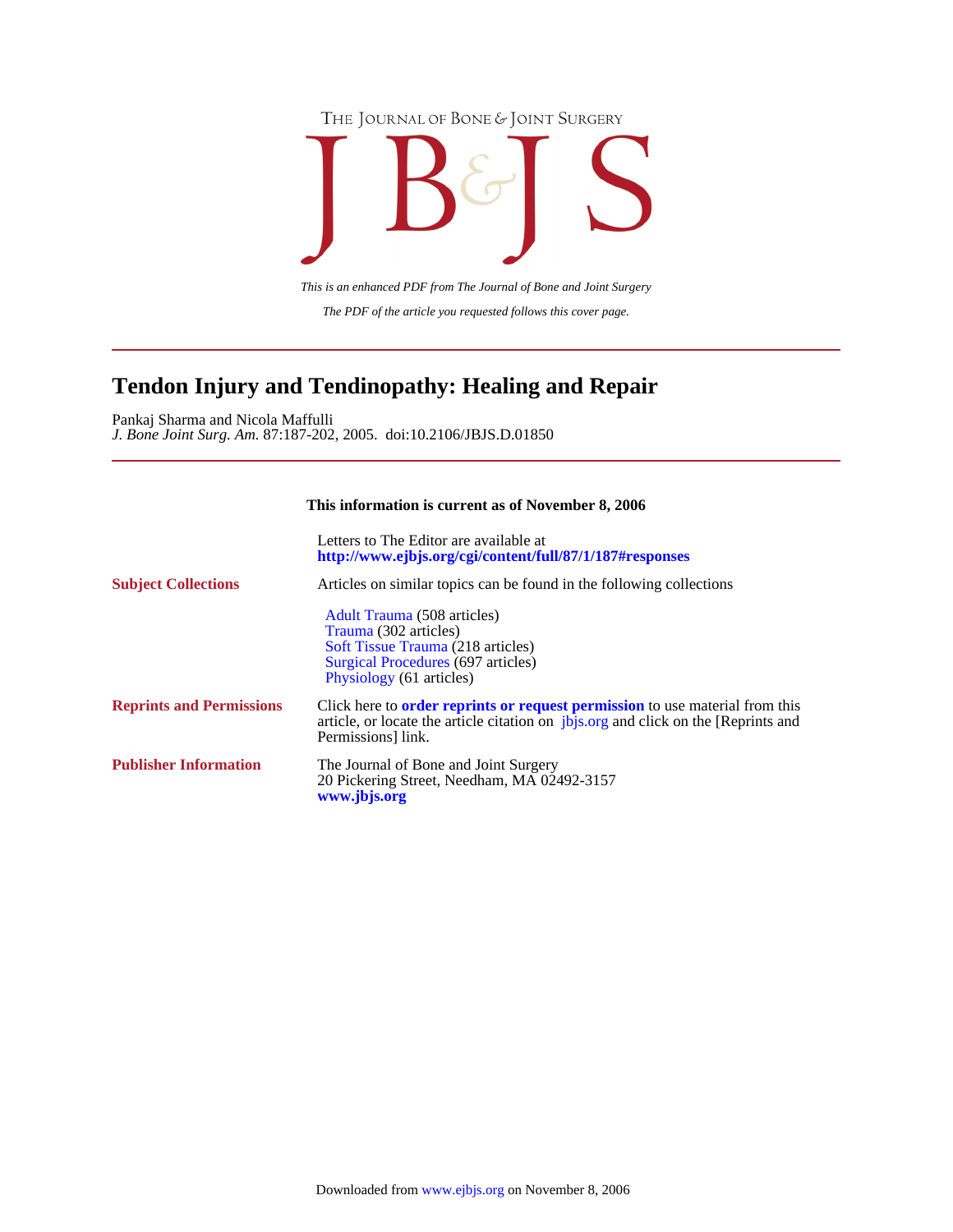THE JOURNAL OF BONE & JOINT SURGERY

# JB&JS

*This is an enhanced PDF from The Journal of Bone and Joint Surgery*

*The PDF of the article you requested follows this cover page.*

---

## Tendon Injury and Tendinopathy: Healing and Repair

Pankaj Sharma and Nicola Maffulli
*J. Bone Joint Surg. Am.* 87:187-202, 2005. doi:10.2106/JBJS.D.01850

---

**This information is current as of November 8, 2006**

Letters to The Editor are available at
**http://www.ejbjs.org/cgi/content/full/87/1/187#responses**

**Subject Collections**

Articles on similar topics can be found in the following collections

- Adult Trauma (508 articles)
- Trauma (302 articles)
- Soft Tissue Trauma (218 articles)
- Surgical Procedures (697 articles)
- Physiology (61 articles)

**Reprints and Permissions**

Click here to **order reprints or request permission** to use material from this article, or locate the article citation on jbjs.org and click on the [Reprints and Permissions] link.

**Publisher Information**

The Journal of Bone and Joint Surgery
20 Pickering Street, Needham, MA 02492-3157
**www.jbjs.org**

Downloaded from www.ejbjs.org on November 8, 2006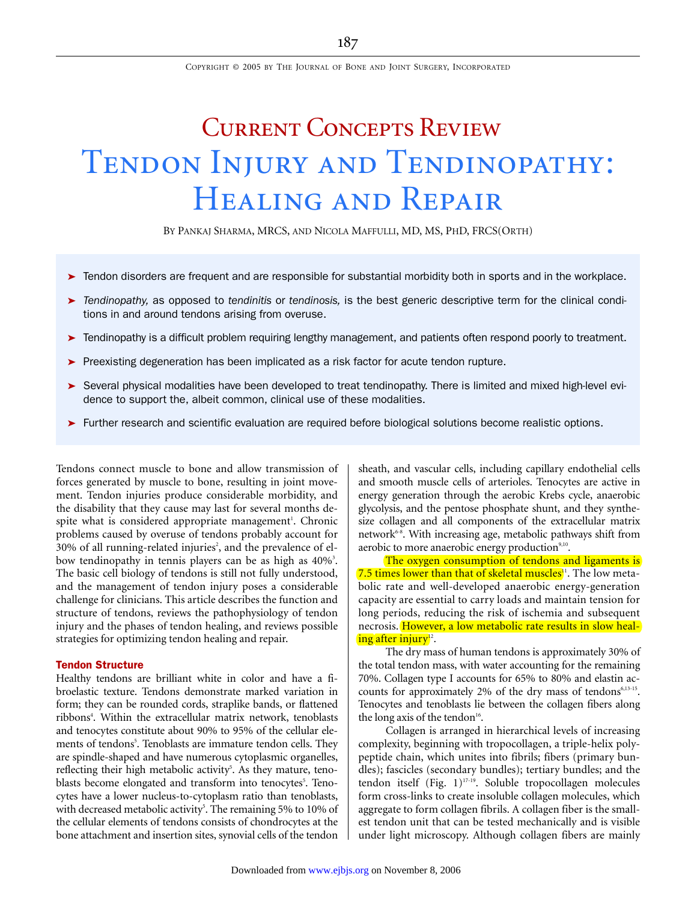# Current Concepts Review

# Tendon Injury and Tendinopathy: Healing and Repair

By Pankaj Sharma, MRCS, and Nicola Maffulli, MD, MS, PhD, FRCS(Orth)

- ➤ Tendon disorders are frequent and are responsible for substantial morbidity both in sports and in the workplace.
- ➤ *Tendinopathy,* as opposed to *tendinitis* or *tendinosis,* is the best generic descriptive term for the clinical conditions in and around tendons arising from overuse.
- ➤ Tendinopathy is a difficult problem requiring lengthy management, and patients often respond poorly to treatment.
- ➤ Preexisting degeneration has been implicated as a risk factor for acute tendon rupture.
- ➤ Several physical modalities have been developed to treat tendinopathy. There is limited and mixed high-level evidence to support the, albeit common, clinical use of these modalities.
- ➤ Further research and scientific evaluation are required before biological solutions become realistic options.

Tendons connect muscle to bone and allow transmission of forces generated by muscle to bone, resulting in joint movement. Tendon injuries produce considerable morbidity, and the disability that they cause may last for several months despite what is considered appropriate management[1]. Chronic problems caused by overuse of tendons probably account for 30% of all running-related injuries[2], and the prevalence of elbow tendinopathy in tennis players can be as high as 40%[3]. The basic cell biology of tendons is still not fully understood, and the management of tendon injury poses a considerable challenge for clinicians. This article describes the function and structure of tendons, reviews the pathophysiology of tendon injury and the phases of tendon healing, and reviews possible strategies for optimizing tendon healing and repair.

## Tendon Structure

Healthy tendons are brilliant white in color and have a fibroelastic texture. Tendons demonstrate marked variation in form; they can be rounded cords, straplike bands, or flattened ribbons[4]. Within the extracellular matrix network, tenoblasts and tenocytes constitute about 90% to 95% of the cellular elements of tendons[5]. Tenoblasts are immature tendon cells. They are spindle-shaped and have numerous cytoplasmic organelles, reflecting their high metabolic activity[5]. As they mature, tenoblasts become elongated and transform into tenocytes[5]. Tenocytes have a lower nucleus-to-cytoplasm ratio than tenoblasts, with decreased metabolic activity[5]. The remaining 5% to 10% of the cellular elements of tendons consists of chondrocytes at the bone attachment and insertion sites, synovial cells of the tendon sheath, and vascular cells, including capillary endothelial cells and smooth muscle cells of arterioles. Tenocytes are active in energy generation through the aerobic Krebs cycle, anaerobic glycolysis, and the pentose phosphate shunt, and they synthesize collagen and all components of the extracellular matrix network[6-8]. With increasing age, metabolic pathways shift from aerobic to more anaerobic energy production[9,10].

The oxygen consumption of tendons and ligaments is 7.5 times lower than that of skeletal muscles[11]. The low metabolic rate and well-developed anaerobic energy-generation capacity are essential to carry loads and maintain tension for long periods, reducing the risk of ischemia and subsequent necrosis. However, a low metabolic rate results in slow healing after injury[12].

The dry mass of human tendons is approximately 30% of the total tendon mass, with water accounting for the remaining 70%. Collagen type I accounts for 65% to 80% and elastin accounts for approximately 2% of the dry mass of tendons[6,13-15]. Tenocytes and tenoblasts lie between the collagen fibers along the long axis of the tendon[16].

Collagen is arranged in hierarchical levels of increasing complexity, beginning with tropocollagen, a triple-helix polypeptide chain, which unites into fibrils; fibers (primary bundles); fascicles (secondary bundles); tertiary bundles; and the tendon itself (Fig. 1)[17-19]. Soluble tropocollagen molecules form cross-links to create insoluble collagen molecules, which aggregate to form collagen fibrils. A collagen fiber is the smallest tendon unit that can be tested mechanically and is visible under light microscopy. Although collagen fibers are mainly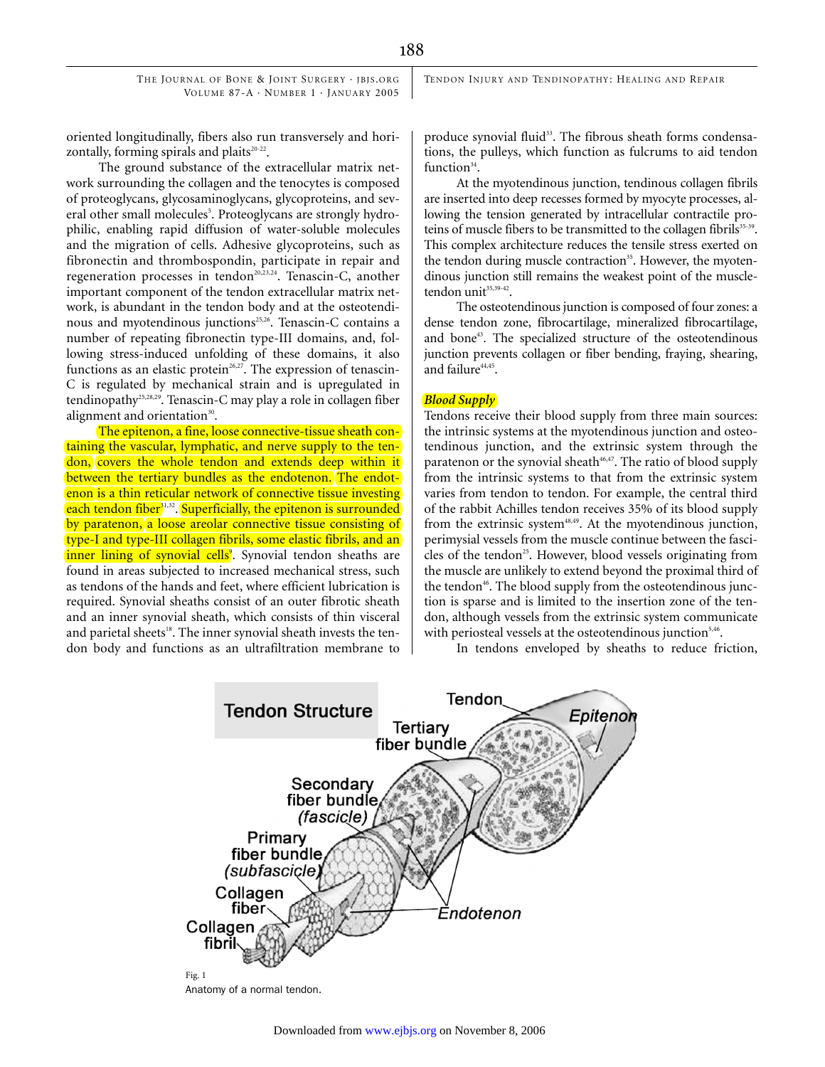oriented longitudinally, fibers also run transversely and horizontally, forming spirals and plaits[20-22].

The ground substance of the extracellular matrix network surrounding the collagen and the tenocytes is composed of proteoglycans, glycosaminoglycans, glycoproteins, and several other small molecules[5]. Proteoglycans are strongly hydrophilic, enabling rapid diffusion of water-soluble molecules and the migration of cells. Adhesive glycoproteins, such as fibronectin and thrombospondin, participate in repair and regeneration processes in tendon[20,23,24]. Tenascin-C, another important component of the tendon extracellular matrix network, is abundant in the tendon body and at the osteotendinous and myotendinous junctions[25,26]. Tenascin-C contains a number of repeating fibronectin type-III domains, and, following stress-induced unfolding of these domains, it also functions as an elastic protein[26,27]. The expression of tenascin-C is regulated by mechanical strain and is upregulated in tendinopathy[25,28,29]. Tenascin-C may play a role in collagen fiber alignment and orientation[30].

The epitenon, a fine, loose connective-tissue sheath containing the vascular, lymphatic, and nerve supply to the tendon, covers the whole tendon and extends deep within it between the tertiary bundles as the endotenon. The endotenon is a thin reticular network of connective tissue investing each tendon fiber[31,32]. Superficially, the epitenon is surrounded by paratenon, a loose areolar connective tissue consisting of type-I and type-III collagen fibrils, some elastic fibrils, and an inner lining of synovial cells[9]. Synovial tendon sheaths are found in areas subjected to increased mechanical stress, such as tendons of the hands and feet, where efficient lubrication is required. Synovial sheaths consist of an outer fibrotic sheath and an inner synovial sheath, which consists of thin visceral and parietal sheets[18]. The inner synovial sheath invests the tendon body and functions as an ultrafiltration membrane to produce synovial fluid[33]. The fibrous sheath forms condensations, the pulleys, which function as fulcrums to aid tendon function[34].

At the myotendinous junction, tendinous collagen fibrils are inserted into deep recesses formed by myocyte processes, allowing the tension generated by intracellular contractile proteins of muscle fibers to be transmitted to the collagen fibrils[35-39]. This complex architecture reduces the tensile stress exerted on the tendon during muscle contraction[35]. However, the myotendinous junction still remains the weakest point of the muscle-tendon unit[35,39-42].

The osteotendinous junction is composed of four zones: a dense tendon zone, fibrocartilage, mineralized fibrocartilage, and bone[43]. The specialized structure of the osteotendinous junction prevents collagen or fiber bending, fraying, shearing, and failure[44,45].

### *Blood Supply*

Tendons receive their blood supply from three main sources: the intrinsic systems at the myotendinous junction and osteotendinous junction, and the extrinsic system through the paratenon or the synovial sheath[46,47]. The ratio of blood supply from the intrinsic systems to that from the extrinsic system varies from tendon to tendon. For example, the central third of the rabbit Achilles tendon receives 35% of its blood supply from the extrinsic system[48,49]. At the myotendinous junction, perimysial vessels from the muscle continue between the fascicles of the tendon[25]. However, blood vessels originating from the muscle are unlikely to extend beyond the proximal third of the tendon[46]. The blood supply from the osteotendinous junction is sparse and is limited to the insertion zone of the tendon, although vessels from the extrinsic system communicate with periosteal vessels at the osteotendinous junction[5,46].

In tendons enveloped by sheaths to reduce friction,

Tendon Structure

Tendon

Epitenon

Tertiary fiber bundle

Secondary fiber bundle (fascicle)

Primary fiber bundle (subfascicle)

Collagen fiber

Collagen fibril

Endotenon

Fig. 1

Anatomy of a normal tendon.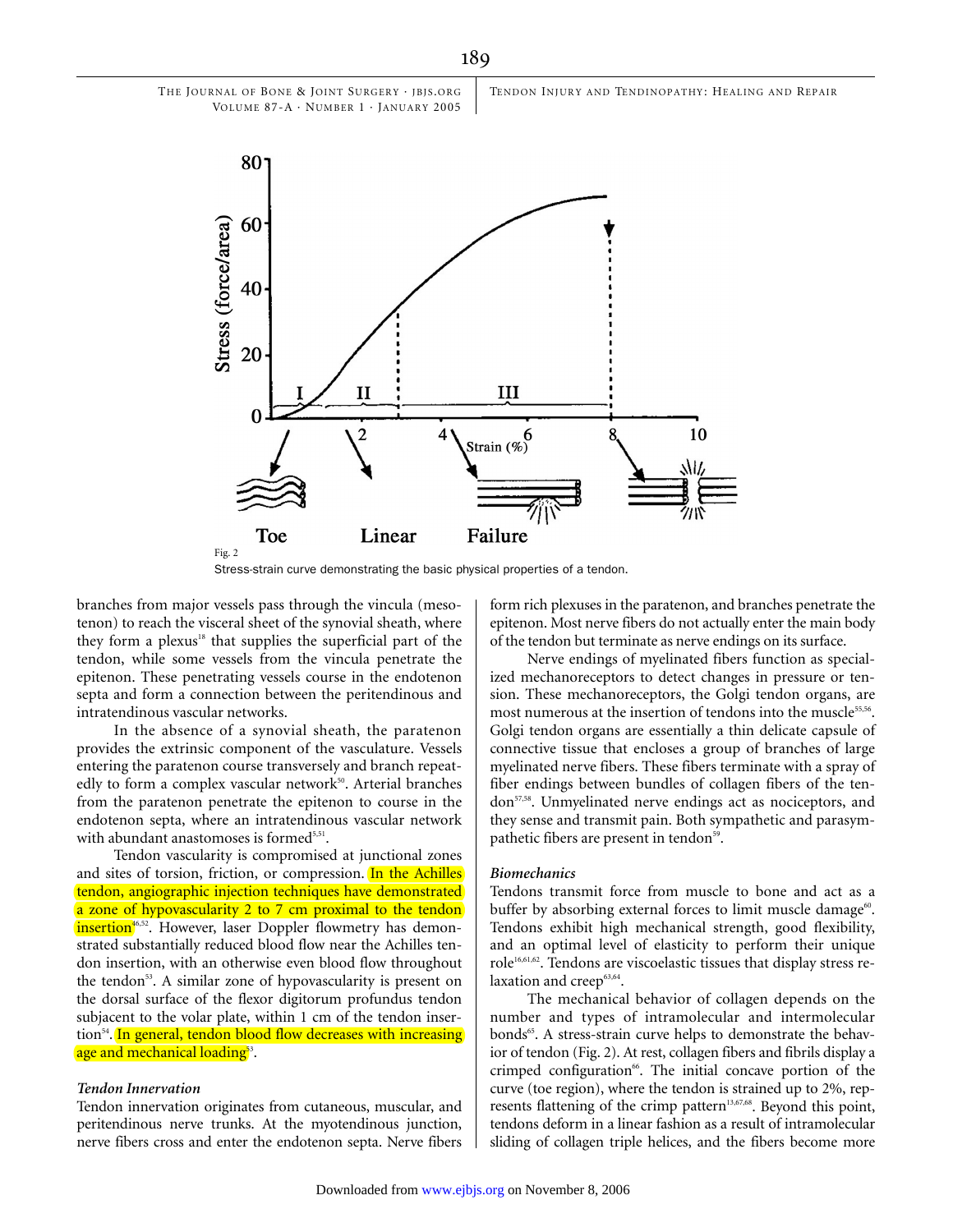80

60

40

20

0

Stress (force/area)

I

II

III

2

4

6

8

10

Strain (%)

Toe

Linear

Failure

Fig. 2

Stress-strain curve demonstrating the basic physical properties of a tendon.

branches from major vessels pass through the vincula (mesotenon) to reach the visceral sheet of the synovial sheath, where they form a plexus[18] that supplies the superficial part of the tendon, while some vessels from the vincula penetrate the epitenon. These penetrating vessels course in the endotenon septa and form a connection between the peritendinous and intratendinous vascular networks.

In the absence of a synovial sheath, the paratenon provides the extrinsic component of the vasculature. Vessels entering the paratenon course transversely and branch repeatedly to form a complex vascular network[50]. Arterial branches from the paratenon penetrate the epitenon to course in the endotenon septa, where an intratendinous vascular network with abundant anastomoses is formed[5,51].

Tendon vascularity is compromised at junctional zones and sites of torsion, friction, or compression. In the Achilles tendon, angiographic injection techniques have demonstrated a zone of hypovascularity 2 to 7 cm proximal to the tendon insertion[46,52]. However, laser Doppler flowmetry has demonstrated substantially reduced blood flow near the Achilles tendon insertion, with an otherwise even blood flow throughout the tendon[53]. A similar zone of hypovascularity is present on the dorsal surface of the flexor digitorum profundus tendon subjacent to the volar plate, within 1 cm of the tendon insertion[54]. In general, tendon blood flow decreases with increasing age and mechanical loading[53].

### *Tendon Innervation*

Tendon innervation originates from cutaneous, muscular, and peritendinous nerve trunks. At the myotendinous junction, nerve fibers cross and enter the endotenon septa. Nerve fibers form rich plexuses in the paratenon, and branches penetrate the epitenon. Most nerve fibers do not actually enter the main body of the tendon but terminate as nerve endings on its surface.

Nerve endings of myelinated fibers function as specialized mechanoreceptors to detect changes in pressure or tension. These mechanoreceptors, the Golgi tendon organs, are most numerous at the insertion of tendons into the muscle[55,56]. Golgi tendon organs are essentially a thin delicate capsule of connective tissue that encloses a group of branches of large myelinated nerve fibers. These fibers terminate with a spray of fiber endings between bundles of collagen fibers of the tendon[57,58]. Unmyelinated nerve endings act as nociceptors, and they sense and transmit pain. Both sympathetic and parasympathetic fibers are present in tendon[59].

### *Biomechanics*

Tendons transmit force from muscle to bone and act as a buffer by absorbing external forces to limit muscle damage[60]. Tendons exhibit high mechanical strength, good flexibility, and an optimal level of elasticity to perform their unique role[16,61,62]. Tendons are viscoelastic tissues that display stress relaxation and creep[63,64].

The mechanical behavior of collagen depends on the number and types of intramolecular and intermolecular bonds[65]. A stress-strain curve helps to demonstrate the behavior of tendon (Fig. 2). At rest, collagen fibers and fibrils display a crimped configuration[66]. The initial concave portion of the curve (toe region), where the tendon is strained up to 2%, represents flattening of the crimp pattern[13,67,68]. Beyond this point, tendons deform in a linear fashion as a result of intramolecular sliding of collagen triple helices, and the fibers become more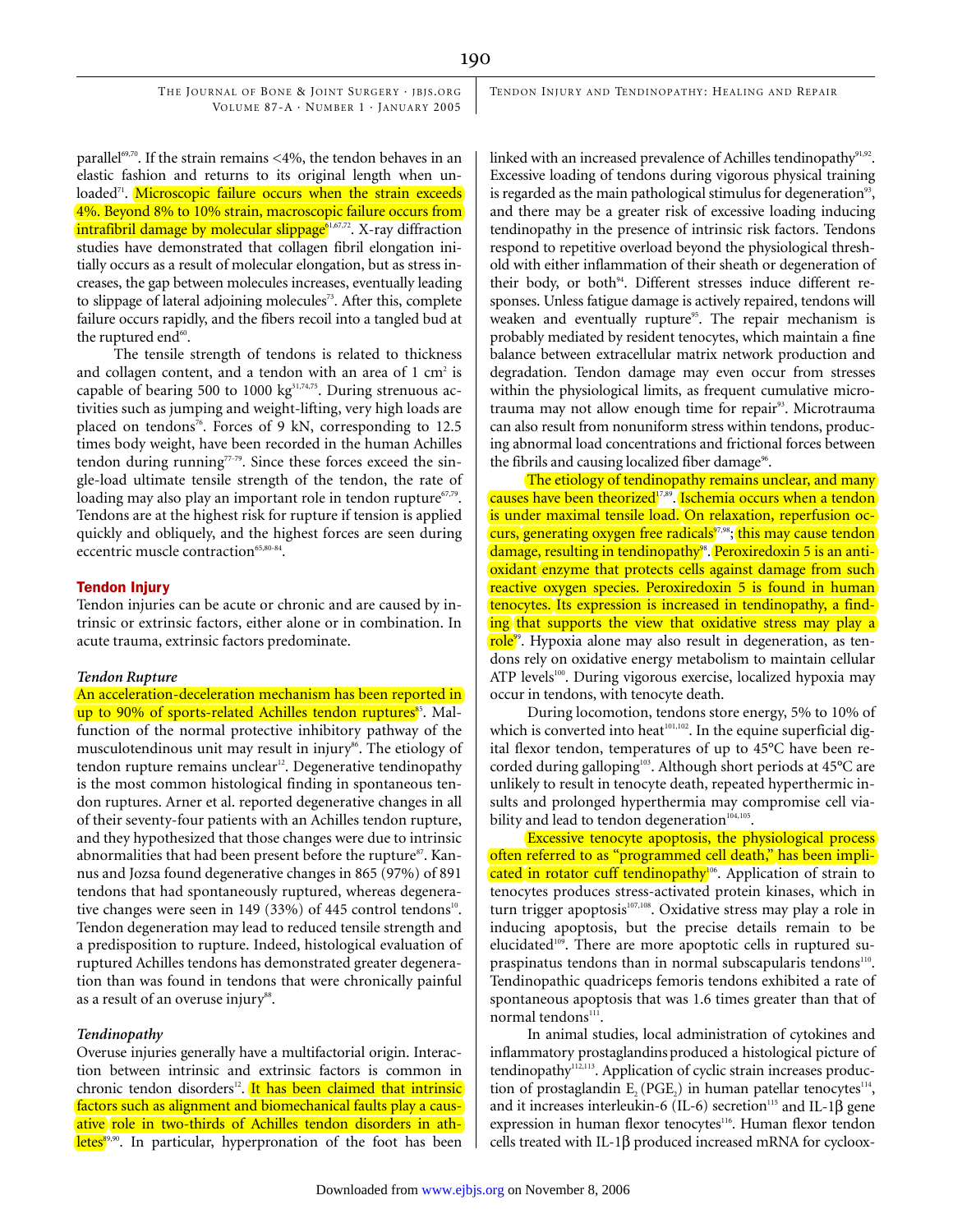parallel[69,70]. If the strain remains <4%, the tendon behaves in an elastic fashion and returns to its original length when unloaded[71]. Microscopic failure occurs when the strain exceeds 4%. Beyond 8% to 10% strain, macroscopic failure occurs from intrafibril damage by molecular slippage[61,67,72]. X-ray diffraction studies have demonstrated that collagen fibril elongation initially occurs as a result of molecular elongation, but as stress increases, the gap between molecules increases, eventually leading to slippage of lateral adjoining molecules[73]. After this, complete failure occurs rapidly, and the fibers recoil into a tangled bud at the ruptured end[60].

The tensile strength of tendons is related to thickness and collagen content, and a tendon with an area of 1 $cm^2$ is capable of bearing 500 to 1000 kg[31,74,75]. During strenuous activities such as jumping and weight-lifting, very high loads are placed on tendons[76]. Forces of 9 kN, corresponding to 12.5 times body weight, have been recorded in the human Achilles tendon during running[77-79]. Since these forces exceed the single-load ultimate tensile strength of the tendon, the rate of loading may also play an important role in tendon rupture[67,79]. Tendons are at the highest risk for rupture if tension is applied quickly and obliquely, and the highest forces are seen during eccentric muscle contraction[65,80-84].

## Tendon Injury

Tendon injuries can be acute or chronic and are caused by intrinsic or extrinsic factors, either alone or in combination. In acute trauma, extrinsic factors predominate.

### *Tendon Rupture*

An acceleration-deceleration mechanism has been reported in up to 90% of sports-related Achilles tendon ruptures[85]. Malfunction of the normal protective inhibitory pathway of the musculotendinous unit may result in injury[86]. The etiology of tendon rupture remains unclear[12]. Degenerative tendinopathy is the most common histological finding in spontaneous tendon ruptures. Arner et al. reported degenerative changes in all of their seventy-four patients with an Achilles tendon rupture, and they hypothesized that those changes were due to intrinsic abnormalities that had been present before the rupture[87]. Kannus and Jozsa found degenerative changes in 865 (97%) of 891 tendons that had spontaneously ruptured, whereas degenerative changes were seen in 149 (33%) of 445 control tendons[10]. Tendon degeneration may lead to reduced tensile strength and a predisposition to rupture. Indeed, histological evaluation of ruptured Achilles tendons has demonstrated greater degeneration than was found in tendons that were chronically painful as a result of an overuse injury[88].

### *Tendinopathy*

Overuse injuries generally have a multifactorial origin. Interaction between intrinsic and extrinsic factors is common in chronic tendon disorders[12]. It has been claimed that intrinsic factors such as alignment and biomechanical faults play a causative role in two-thirds of Achilles tendon disorders in athletes[89,90]. In particular, hyperpronation of the foot has been linked with an increased prevalence of Achilles tendinopathy[91,92]. Excessive loading of tendons during vigorous physical training is regarded as the main pathological stimulus for degeneration[93], and there may be a greater risk of excessive loading inducing tendinopathy in the presence of intrinsic risk factors. Tendons respond to repetitive overload beyond the physiological threshold with either inflammation of their sheath or degeneration of their body, or both[94]. Different stresses induce different responses. Unless fatigue damage is actively repaired, tendons will weaken and eventually rupture[95]. The repair mechanism is probably mediated by resident tenocytes, which maintain a fine balance between extracellular matrix network production and degradation. Tendon damage may even occur from stresses within the physiological limits, as frequent cumulative microtrauma may not allow enough time for repair[93]. Microtrauma can also result from nonuniform stress within tendons, producing abnormal load concentrations and frictional forces between the fibrils and causing localized fiber damage[96].

The etiology of tendinopathy remains unclear, and many causes have been theorized[17,89]. Ischemia occurs when a tendon is under maximal tensile load. On relaxation, reperfusion occurs, generating oxygen free radicals[97,98]; this may cause tendon damage, resulting in tendinopathy[98]. Peroxiredoxin 5 is an antioxidant enzyme that protects cells against damage from such reactive oxygen species. Peroxiredoxin 5 is found in human tenocytes. Its expression is increased in tendinopathy, a finding that supports the view that oxidative stress may play a role[99]. Hypoxia alone may also result in degeneration, as tendons rely on oxidative energy metabolism to maintain cellular ATP levels[100]. During vigorous exercise, localized hypoxia may occur in tendons, with tenocyte death.

During locomotion, tendons store energy, 5% to 10% of which is converted into heat[101,102]. In the equine superficial digital flexor tendon, temperatures of up to 45°C have been recorded during galloping[103]. Although short periods at 45°C are unlikely to result in tenocyte death, repeated hyperthermic insults and prolonged hyperthermia may compromise cell viability and lead to tendon degeneration[104,105].

Excessive tenocyte apoptosis, the physiological process often referred to as "programmed cell death," has been implicated in rotator cuff tendinopathy[106]. Application of strain to tenocytes produces stress-activated protein kinases, which in turn trigger apoptosis[107,108]. Oxidative stress may play a role in inducing apoptosis, but the precise details remain to be elucidated[109]. There are more apoptotic cells in ruptured supraspinatus tendons than in normal subscapularis tendons[110]. Tendinopathic quadriceps femoris tendons exhibited a rate of spontaneous apoptosis that was 1.6 times greater than that of normal tendons[111].

In animal studies, local administration of cytokines and inflammatory prostaglandins produced a histological picture of tendinopathy[112,113]. Application of cyclic strain increases production of prostaglandin $E_2$ ($PGE_2$) in human patellar tenocytes[114], and it increases interleukin-6 (IL-6) secretion[115] and IL-1β gene expression in human flexor tenocytes[116]. Human flexor tendon cells treated with IL-1β produced increased mRNA for cycloox-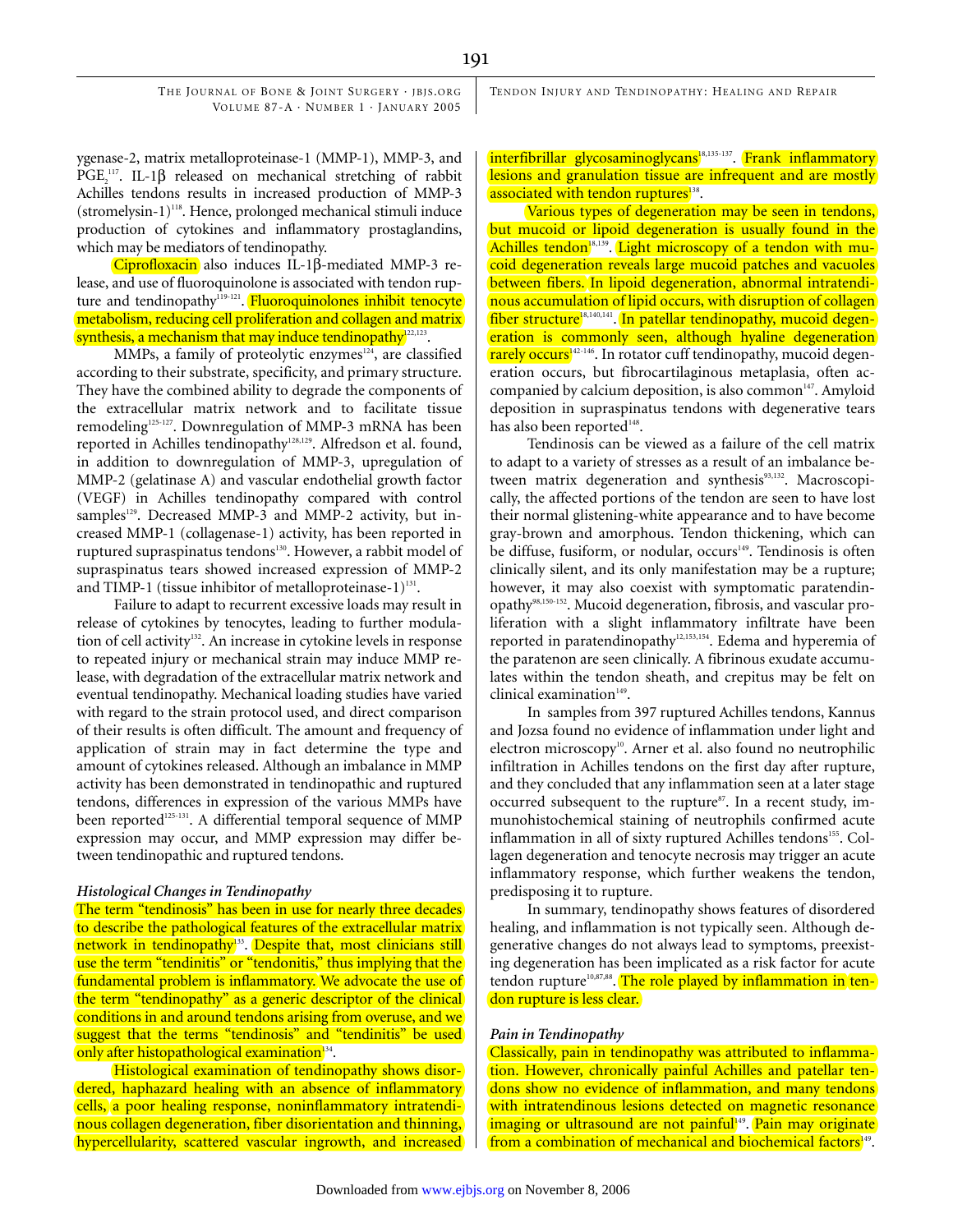ygenase-2, matrix metalloproteinase-1 (MMP-1), MMP-3, and $PGE_2$[117]. IL-1β released on mechanical stretching of rabbit Achilles tendons results in increased production of MMP-3 (stromelysin-1)[118]. Hence, prolonged mechanical stimuli induce production of cytokines and inflammatory prostaglandins, which may be mediators of tendinopathy.

Ciprofloxacin also induces IL-1β-mediated MMP-3 release, and use of fluoroquinolone is associated with tendon rupture and tendinopathy[119-121]. Fluoroquinolones inhibit tenocyte metabolism, reducing cell proliferation and collagen and matrix synthesis, a mechanism that may induce tendinopathy[122,123].

MMPs, a family of proteolytic enzymes[124], are classified according to their substrate, specificity, and primary structure. They have the combined ability to degrade the components of the extracellular matrix network and to facilitate tissue remodeling[125-127]. Downregulation of MMP-3 mRNA has been reported in Achilles tendinopathy[128,129]. Alfredson et al. found, in addition to downregulation of MMP-3, upregulation of MMP-2 (gelatinase A) and vascular endothelial growth factor (VEGF) in Achilles tendinopathy compared with control samples[129]. Decreased MMP-3 and MMP-2 activity, but increased MMP-1 (collagenase-1) activity, has been reported in ruptured supraspinatus tendons[130]. However, a rabbit model of supraspinatus tears showed increased expression of MMP-2 and TIMP-1 (tissue inhibitor of metalloproteinase-1)[131].

Failure to adapt to recurrent excessive loads may result in release of cytokines by tenocytes, leading to further modulation of cell activity[132]. An increase in cytokine levels in response to repeated injury or mechanical strain may induce MMP release, with degradation of the extracellular matrix network and eventual tendinopathy. Mechanical loading studies have varied with regard to the strain protocol used, and direct comparison of their results is often difficult. The amount and frequency of application of strain may in fact determine the type and amount of cytokines released. Although an imbalance in MMP activity has been demonstrated in tendinopathic and ruptured tendons, differences in expression of the various MMPs have been reported[125-131]. A differential temporal sequence of MMP expression may occur, and MMP expression may differ between tendinopathic and ruptured tendons.

### Histological Changes in Tendinopathy

The term "tendinosis" has been in use for nearly three decades to describe the pathological features of the extracellular matrix network in tendinopathy[133]. Despite that, most clinicians still use the term "tendinitis" or "tendonitis," thus implying that the fundamental problem is inflammatory. We advocate the use of the term "tendinopathy" as a generic descriptor of the clinical conditions in and around tendons arising from overuse, and we suggest that the terms "tendinosis" and "tendinitis" be used only after histopathological examination[134].

Histological examination of tendinopathy shows disordered, haphazard healing with an absence of inflammatory cells, a poor healing response, noninflammatory intratendinous collagen degeneration, fiber disorientation and thinning, hypercellularity, scattered vascular ingrowth, and increased interfibrillar glycosaminoglycans[18,135-137]. Frank inflammatory lesions and granulation tissue are infrequent and are mostly associated with tendon ruptures[138].

Various types of degeneration may be seen in tendons, but mucoid or lipoid degeneration is usually found in the Achilles tendon[18,139]. Light microscopy of a tendon with mucoid degeneration reveals large mucoid patches and vacuoles between fibers. In lipoid degeneration, abnormal intratendinous accumulation of lipid occurs, with disruption of collagen fiber structure[18,140,141]. In patellar tendinopathy, mucoid degeneration is commonly seen, although hyaline degeneration rarely occurs[142-146]. In rotator cuff tendinopathy, mucoid degeneration occurs, but fibrocartilaginous metaplasia, often accompanied by calcium deposition, is also common[147]. Amyloid deposition in supraspinatus tendons with degenerative tears has also been reported[148].

Tendinosis can be viewed as a failure of the cell matrix to adapt to a variety of stresses as a result of an imbalance between matrix degeneration and synthesis[93,132]. Macroscopically, the affected portions of the tendon are seen to have lost their normal glistening-white appearance and to have become gray-brown and amorphous. Tendon thickening, which can be diffuse, fusiform, or nodular, occurs[149]. Tendinosis is often clinically silent, and its only manifestation may be a rupture; however, it may also coexist with symptomatic paratendinopathy[98,150-152]. Mucoid degeneration, fibrosis, and vascular proliferation with a slight inflammatory infiltrate have been reported in paratendinopathy[12,153,154]. Edema and hyperemia of the paratenon are seen clinically. A fibrinous exudate accumulates within the tendon sheath, and crepitus may be felt on clinical examination[149].

In samples from 397 ruptured Achilles tendons, Kannus and Jozsa found no evidence of inflammation under light and electron microscopy[10]. Arner et al. also found no neutrophilic infiltration in Achilles tendons on the first day after rupture, and they concluded that any inflammation seen at a later stage occurred subsequent to the rupture[87]. In a recent study, immunohistochemical staining of neutrophils confirmed acute inflammation in all of sixty ruptured Achilles tendons[155]. Collagen degeneration and tenocyte necrosis may trigger an acute inflammatory response, which further weakens the tendon, predisposing it to rupture.

In summary, tendinopathy shows features of disordered healing, and inflammation is not typically seen. Although degenerative changes do not always lead to symptoms, preexisting degeneration has been implicated as a risk factor for acute tendon rupture[10,87,88]. The role played by inflammation in tendon rupture is less clear.

### Pain in Tendinopathy

Classically, pain in tendinopathy was attributed to inflammation. However, chronically painful Achilles and patellar tendons show no evidence of inflammation, and many tendons with intratendinous lesions detected on magnetic resonance imaging or ultrasound are not painful[149]. Pain may originate from a combination of mechanical and biochemical factors[149].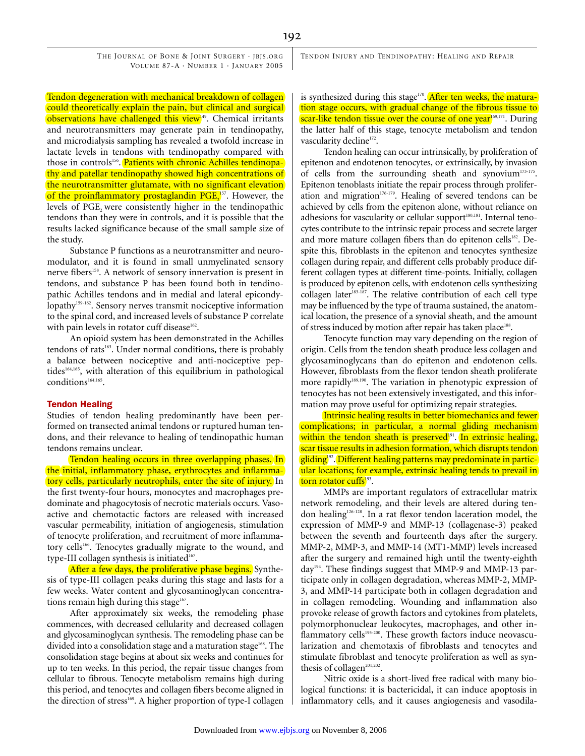Tendon degeneration with mechanical breakdown of collagen could theoretically explain the pain, but clinical and surgical observations have challenged this view[149]. Chemical irritants and neurotransmitters may generate pain in tendinopathy, and microdialysis sampling has revealed a twofold increase in lactate levels in tendons with tendinopathy compared with those in controls[156]. Patients with chronic Achilles tendinopathy and patellar tendinopathy showed high concentrations of the neurotransmitter glutamate, with no significant elevation of the proinflammatory prostaglandin $PGE_2$[157]. However, the levels of $PGE_2$ were consistently higher in the tendinopathic tendons than they were in controls, and it is possible that the results lacked significance because of the small sample size of the study.

Substance P functions as a neurotransmitter and neuromodulator, and it is found in small unmyelinated sensory nerve fibers[158]. A network of sensory innervation is present in tendons, and substance P has been found both in tendinopathic Achilles tendons and in medial and lateral epicondylopathy[159-162]. Sensory nerves transmit nociceptive information to the spinal cord, and increased levels of substance P correlate with pain levels in rotator cuff disease[162].

An opioid system has been demonstrated in the Achilles tendons of rats[163]. Under normal conditions, there is probably a balance between nociceptive and anti-nociceptive peptides[164,165], with alteration of this equilibrium in pathological conditions[164,165].

## Tendon Healing

Studies of tendon healing predominantly have been performed on transected animal tendons or ruptured human tendons, and their relevance to healing of tendinopathic human tendons remains unclear.

Tendon healing occurs in three overlapping phases. In the initial, inflammatory phase, erythrocytes and inflammatory cells, particularly neutrophils, enter the site of injury. In the first twenty-four hours, monocytes and macrophages predominate and phagocytosis of necrotic materials occurs. Vasoactive and chemotactic factors are released with increased vascular permeability, initiation of angiogenesis, stimulation of tenocyte proliferation, and recruitment of more inflammatory cells[166]. Tenocytes gradually migrate to the wound, and type-III collagen synthesis is initiated[167].

After a few days, the proliferative phase begins. Synthesis of type-III collagen peaks during this stage and lasts for a few weeks. Water content and glycosaminoglycan concentrations remain high during this stage[167].

After approximately six weeks, the remodeling phase commences, with decreased cellularity and decreased collagen and glycosaminoglycan synthesis. The remodeling phase can be divided into a consolidation stage and a maturation stage[168]. The consolidation stage begins at about six weeks and continues for up to ten weeks. In this period, the repair tissue changes from cellular to fibrous. Tenocyte metabolism remains high during this period, and tenocytes and collagen fibers become aligned in the direction of stress[169]. A higher proportion of type-I collagen is synthesized during this stage[170]. After ten weeks, the maturation stage occurs, with gradual change of the fibrous tissue to scar-like tendon tissue over the course of one year[169,171]. During the latter half of this stage, tenocyte metabolism and tendon vascularity decline[172].

Tendon healing can occur intrinsically, by proliferation of epitenon and endotenon tenocytes, or extrinsically, by invasion of cells from the surrounding sheath and synovium[173-175]. Epitenon tenoblasts initiate the repair process through proliferation and migration[176-179]. Healing of severed tendons can be achieved by cells from the epitenon alone, without reliance on adhesions for vascularity or cellular support[180,181]. Internal tenocytes contribute to the intrinsic repair process and secrete larger and more mature collagen fibers than do epitenon cells[182]. Despite this, fibroblasts in the epitenon and tenocytes synthesize collagen during repair, and different cells probably produce different collagen types at different time-points. Initially, collagen is produced by epitenon cells, with endotenon cells synthesizing collagen later[183-187]. The relative contribution of each cell type may be influenced by the type of trauma sustained, the anatomical location, the presence of a synovial sheath, and the amount of stress induced by motion after repair has taken place[188].

Tenocyte function may vary depending on the region of origin. Cells from the tendon sheath produce less collagen and glycosaminoglycans than do epitenon and endotenon cells. However, fibroblasts from the flexor tendon sheath proliferate more rapidly[189,190]. The variation in phenotypic expression of tenocytes has not been extensively investigated, and this information may prove useful for optimizing repair strategies.

Intrinsic healing results in better biomechanics and fewer complications; in particular, a normal gliding mechanism within the tendon sheath is preserved[191]. In extrinsic healing, scar tissue results in adhesion formation, which disrupts tendon gliding[192]. Different healing patterns may predominate in particular locations; for example, extrinsic healing tends to prevail in torn rotator cuffs[193].

MMPs are important regulators of extracellular matrix network remodeling, and their levels are altered during tendon healing[126-128]. In a rat flexor tendon laceration model, the expression of MMP-9 and MMP-13 (collagenase-3) peaked between the seventh and fourteenth days after the surgery. MMP-2, MMP-3, and MMP-14 (MT1-MMP) levels increased after the surgery and remained high until the twenty-eighth day[194]. These findings suggest that MMP-9 and MMP-13 participate only in collagen degradation, whereas MMP-2, MMP-3, and MMP-14 participate both in collagen degradation and in collagen remodeling. Wounding and inflammation also provoke release of growth factors and cytokines from platelets, polymorphonuclear leukocytes, macrophages, and other inflammatory cells[195-200]. These growth factors induce neovascularization and chemotaxis of fibroblasts and tenocytes and stimulate fibroblast and tenocyte proliferation as well as synthesis of collagen[201,202].

Nitric oxide is a short-lived free radical with many biological functions: it is bactericidal, it can induce apoptosis in inflammatory cells, and it causes angiogenesis and vasodila-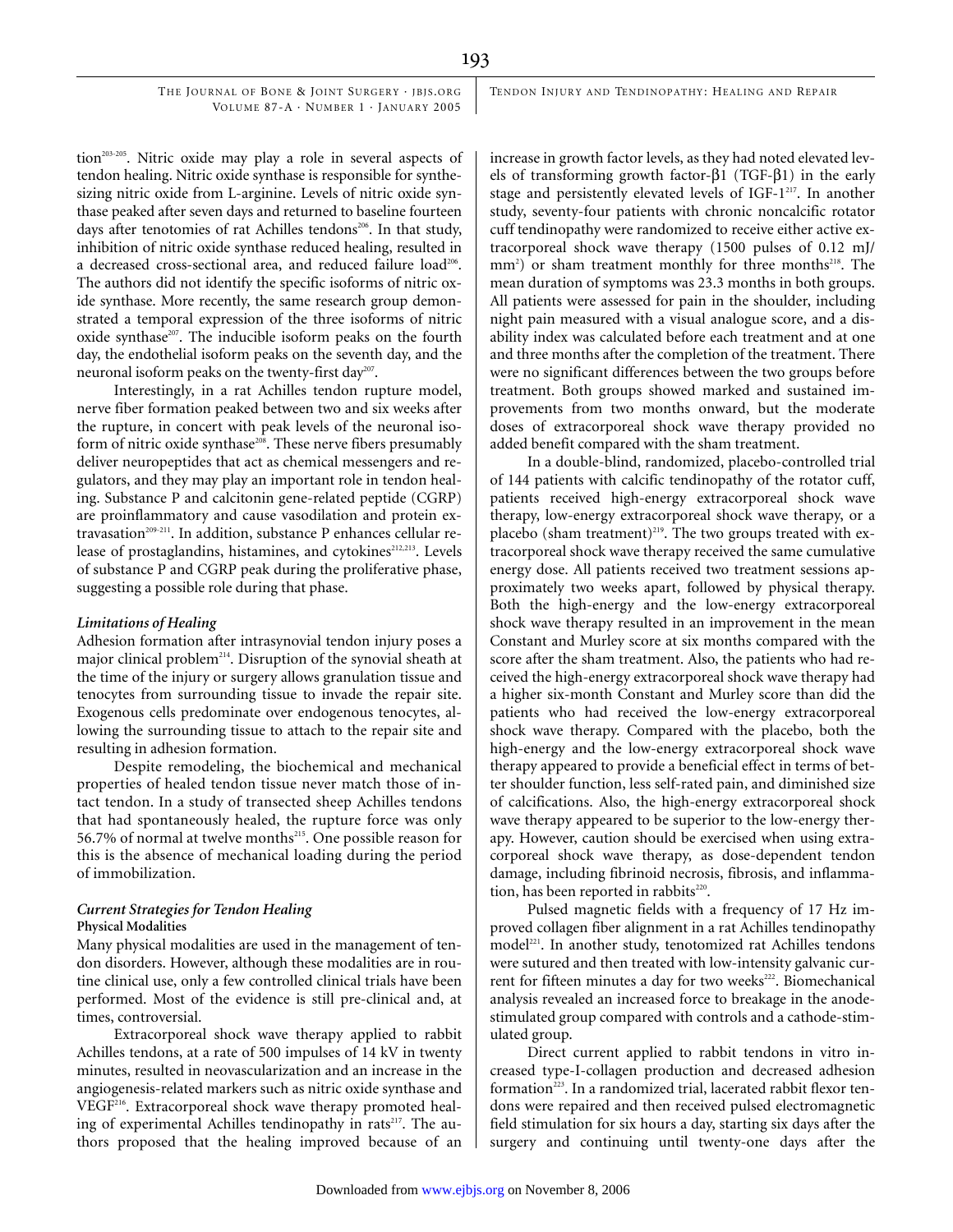tion[203-205]. Nitric oxide may play a role in several aspects of tendon healing. Nitric oxide synthase is responsible for synthesizing nitric oxide from L-arginine. Levels of nitric oxide synthase peaked after seven days and returned to baseline fourteen days after tenotomies of rat Achilles tendons[206]. In that study, inhibition of nitric oxide synthase reduced healing, resulted in a decreased cross-sectional area, and reduced failure load[206]. The authors did not identify the specific isoforms of nitric oxide synthase. More recently, the same research group demonstrated a temporal expression of the three isoforms of nitric oxide synthase[207]. The inducible isoform peaks on the fourth day, the endothelial isoform peaks on the seventh day, and the neuronal isoform peaks on the twenty-first day[207].

Interestingly, in a rat Achilles tendon rupture model, nerve fiber formation peaked between two and six weeks after the rupture, in concert with peak levels of the neuronal isoform of nitric oxide synthase[208]. These nerve fibers presumably deliver neuropeptides that act as chemical messengers and regulators, and they may play an important role in tendon healing. Substance P and calcitonin gene-related peptide (CGRP) are proinflammatory and cause vasodilation and protein extravasation[209-211]. In addition, substance P enhances cellular release of prostaglandins, histamines, and cytokines[212,213]. Levels of substance P and CGRP peak during the proliferative phase, suggesting a possible role during that phase.

### *Limitations of Healing*

Adhesion formation after intrasynovial tendon injury poses a major clinical problem[214]. Disruption of the synovial sheath at the time of the injury or surgery allows granulation tissue and tenocytes from surrounding tissue to invade the repair site. Exogenous cells predominate over endogenous tenocytes, allowing the surrounding tissue to attach to the repair site and resulting in adhesion formation.

Despite remodeling, the biochemical and mechanical properties of healed tendon tissue never match those of intact tendon. In a study of transected sheep Achilles tendons that had spontaneously healed, the rupture force was only 56.7% of normal at twelve months[215]. One possible reason for this is the absence of mechanical loading during the period of immobilization.

### *Current Strategies for Tendon Healing*

#### Physical Modalities

Many physical modalities are used in the management of tendon disorders. However, although these modalities are in routine clinical use, only a few controlled clinical trials have been performed. Most of the evidence is still pre-clinical and, at times, controversial.

Extracorporeal shock wave therapy applied to rabbit Achilles tendons, at a rate of 500 impulses of 14 kV in twenty minutes, resulted in neovascularization and an increase in the angiogenesis-related markers such as nitric oxide synthase and VEGF[216]. Extracorporeal shock wave therapy promoted healing of experimental Achilles tendinopathy in rats[217]. The authors proposed that the healing improved because of an increase in growth factor levels, as they had noted elevated levels of transforming growth factor-β1 (TGF-β1) in the early stage and persistently elevated levels of IGF-1[217]. In another study, seventy-four patients with chronic noncalcific rotator cuff tendinopathy were randomized to receive either active extracorporeal shock wave therapy (1500 pulses of 0.12 mJ/mm$^2$) or sham treatment monthly for three months[218]. The mean duration of symptoms was 23.3 months in both groups. All patients were assessed for pain in the shoulder, including night pain measured with a visual analogue score, and a disability index was calculated before each treatment and at one and three months after the completion of the treatment. There were no significant differences between the two groups before treatment. Both groups showed marked and sustained improvements from two months onward, but the moderate doses of extracorporeal shock wave therapy provided no added benefit compared with the sham treatment.

In a double-blind, randomized, placebo-controlled trial of 144 patients with calcific tendinopathy of the rotator cuff, patients received high-energy extracorporeal shock wave therapy, low-energy extracorporeal shock wave therapy, or a placebo (sham treatment)[219]. The two groups treated with extracorporeal shock wave therapy received the same cumulative energy dose. All patients received two treatment sessions approximately two weeks apart, followed by physical therapy. Both the high-energy and the low-energy extracorporeal shock wave therapy resulted in an improvement in the mean Constant and Murley score at six months compared with the score after the sham treatment. Also, the patients who had received the high-energy extracorporeal shock wave therapy had a higher six-month Constant and Murley score than did the patients who had received the low-energy extracorporeal shock wave therapy. Compared with the placebo, both the high-energy and the low-energy extracorporeal shock wave therapy appeared to provide a beneficial effect in terms of better shoulder function, less self-rated pain, and diminished size of calcifications. Also, the high-energy extracorporeal shock wave therapy appeared to be superior to the low-energy therapy. However, caution should be exercised when using extracorporeal shock wave therapy, as dose-dependent tendon damage, including fibrinoid necrosis, fibrosis, and inflammation, has been reported in rabbits[220].

Pulsed magnetic fields with a frequency of 17 Hz improved collagen fiber alignment in a rat Achilles tendinopathy model[221]. In another study, tenotomized rat Achilles tendons were sutured and then treated with low-intensity galvanic current for fifteen minutes a day for two weeks[222]. Biomechanical analysis revealed an increased force to breakage in the anode-stimulated group compared with controls and a cathode-stimulated group.

Direct current applied to rabbit tendons in vitro increased type-I-collagen production and decreased adhesion formation[223]. In a randomized trial, lacerated rabbit flexor tendons were repaired and then received pulsed electromagnetic field stimulation for six hours a day, starting six days after the surgery and continuing until twenty-one days after the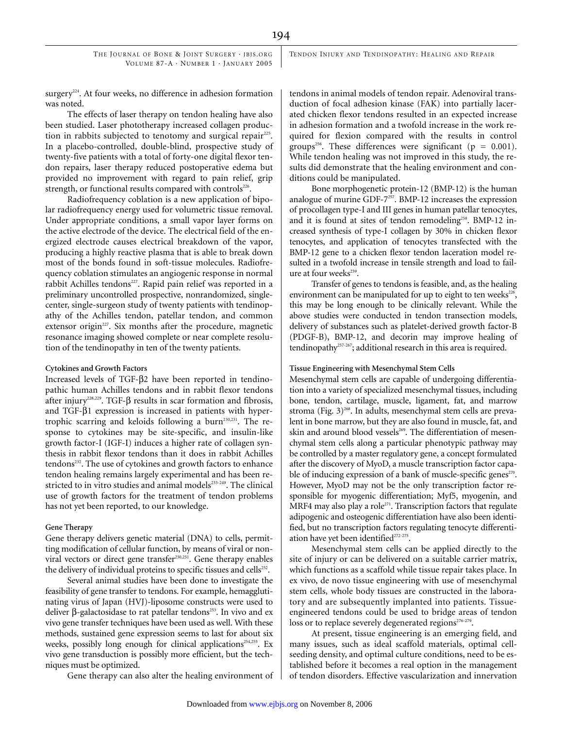surgery[224]. At four weeks, no difference in adhesion formation was noted.

The effects of laser therapy on tendon healing have also been studied. Laser phototherapy increased collagen production in rabbits subjected to tenotomy and surgical repair[225]. In a placebo-controlled, double-blind, prospective study of twenty-five patients with a total of forty-one digital flexor tendon repairs, laser therapy reduced postoperative edema but provided no improvement with regard to pain relief, grip strength, or functional results compared with controls[226].

Radiofrequency coblation is a new application of bipolar radiofrequency energy used for volumetric tissue removal. Under appropriate conditions, a small vapor layer forms on the active electrode of the device. The electrical field of the energized electrode causes electrical breakdown of the vapor, producing a highly reactive plasma that is able to break down most of the bonds found in soft-tissue molecules. Radiofrequency coblation stimulates an angiogenic response in normal rabbit Achilles tendons[227]. Rapid pain relief was reported in a preliminary uncontrolled prospective, nonrandomized, single-center, single-surgeon study of twenty patients with tendinopathy of the Achilles tendon, patellar tendon, and common extensor origin[227]. Six months after the procedure, magnetic resonance imaging showed complete or near complete resolution of the tendinopathy in ten of the twenty patients.

### Cytokines and Growth Factors

Increased levels of TGF-β2 have been reported in tendinopathic human Achilles tendons and in rabbit flexor tendons after injury[228,229]. TGF-β results in scar formation and fibrosis, and TGF-β1 expression is increased in patients with hypertrophic scarring and keloids following a burn[230,231]. The response to cytokines may be site-specific, and insulin-like growth factor-I (IGF-I) induces a higher rate of collagen synthesis in rabbit flexor tendons than it does in rabbit Achilles tendons[232]. The use of cytokines and growth factors to enhance tendon healing remains largely experimental and has been restricted to in vitro studies and animal models[233-249]. The clinical use of growth factors for the treatment of tendon problems has not yet been reported, to our knowledge.

### Gene Therapy

Gene therapy delivers genetic material (DNA) to cells, permitting modification of cellular function, by means of viral or nonviral vectors or direct gene transfer[250,251]. Gene therapy enables the delivery of individual proteins to specific tissues and cells[252].

Several animal studies have been done to investigate the feasibility of gene transfer to tendons. For example, hemagglutinating virus of Japan (HVJ)-liposome constructs were used to deliver β-galactosidase to rat patellar tendons[253]. In vivo and ex vivo gene transfer techniques have been used as well. With these methods, sustained gene expression seems to last for about six weeks, possibly long enough for clinical applications[254,255]. Ex vivo gene transduction is possibly more efficient, but the techniques must be optimized.

Gene therapy can also alter the healing environment of tendons in animal models of tendon repair. Adenoviral transduction of focal adhesion kinase (FAK) into partially lacerated chicken flexor tendons resulted in an expected increase in adhesion formation and a twofold increase in the work required for flexion compared with the results in control groups[256]. These differences were significant ($p = 0.001$). While tendon healing was not improved in this study, the results did demonstrate that the healing environment and conditions could be manipulated.

Bone morphogenetic protein-12 (BMP-12) is the human analogue of murine GDF-7[257]. BMP-12 increases the expression of procollagen type-I and III genes in human patellar tenocytes, and it is found at sites of tendon remodeling[258]. BMP-12 increased synthesis of type-I collagen by 30% in chicken flexor tenocytes, and application of tenocytes transfected with the BMP-12 gene to a chicken flexor tendon laceration model resulted in a twofold increase in tensile strength and load to failure at four weeks[259].

Transfer of genes to tendons is feasible, and, as the healing environment can be manipulated for up to eight to ten weeks[226], this may be long enough to be clinically relevant. While the above studies were conducted in tendon transection models, delivery of substances such as platelet-derived growth factor-B (PDGF-B), BMP-12, and decorin may improve healing of tendinopathy[257-267]; additional research in this area is required.

### Tissue Engineering with Mesenchymal Stem Cells

Mesenchymal stem cells are capable of undergoing differentiation into a variety of specialized mesenchymal tissues, including bone, tendon, cartilage, muscle, ligament, fat, and marrow stroma (Fig. 3)[268]. In adults, mesenchymal stem cells are prevalent in bone marrow, but they are also found in muscle, fat, and skin and around blood vessels[269]. The differentiation of mesenchymal stem cells along a particular phenotypic pathway may be controlled by a master regulatory gene, a concept formulated after the discovery of MyoD, a muscle transcription factor capable of inducing expression of a bank of muscle-specific genes[270]. However, MyoD may not be the only transcription factor responsible for myogenic differentiation; Myf5, myogenin, and MRF4 may also play a role[271]. Transcription factors that regulate adipogenic and osteogenic differentiation have also been identified, but no transcription factors regulating tenocyte differentiation have yet been identified[272-275].

Mesenchymal stem cells can be applied directly to the site of injury or can be delivered on a suitable carrier matrix, which functions as a scaffold while tissue repair takes place. In ex vivo, de novo tissue engineering with use of mesenchymal stem cells, whole body tissues are constructed in the laboratory and are subsequently implanted into patients. Tissue-engineered tendons could be used to bridge areas of tendon loss or to replace severely degenerated regions[276-279].

At present, tissue engineering is an emerging field, and many issues, such as ideal scaffold materials, optimal cell-seeding density, and optimal culture conditions, need to be established before it becomes a real option in the management of tendon disorders. Effective vascularization and innervation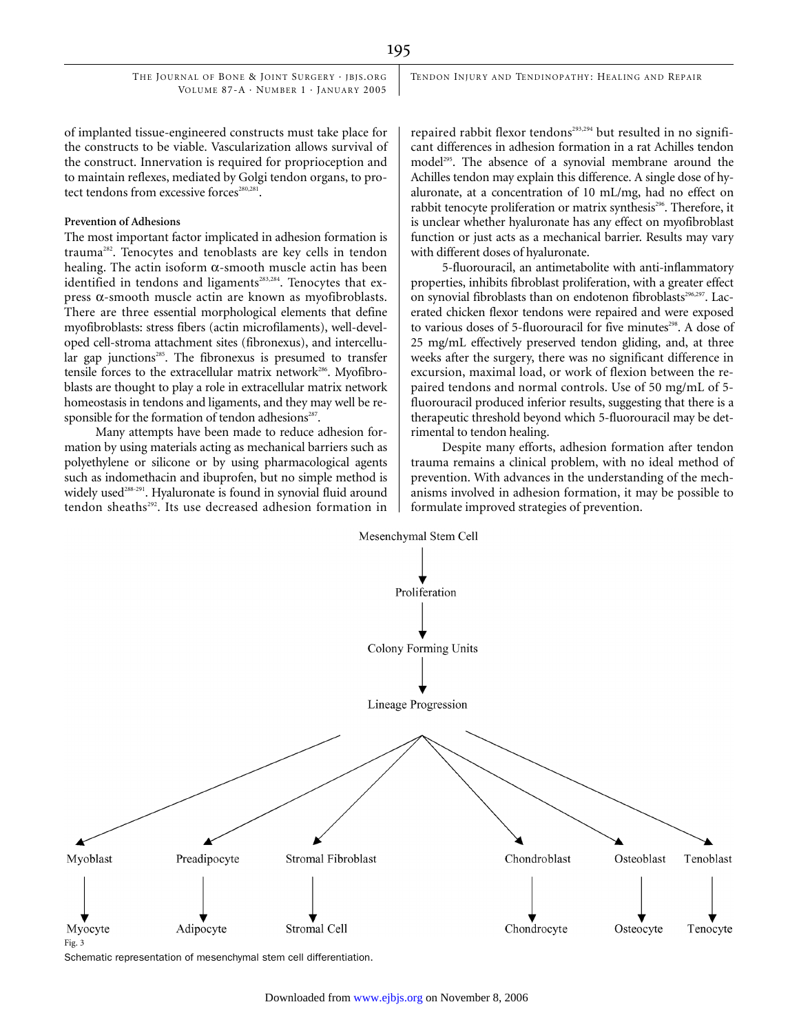of implanted tissue-engineered constructs must take place for the constructs to be viable. Vascularization allows survival of the construct. Innervation is required for proprioception and to maintain reflexes, mediated by Golgi tendon organs, to protect tendons from excessive forces[280,281].

#### Prevention of Adhesions

The most important factor implicated in adhesion formation is trauma[282]. Tenocytes and tenoblasts are key cells in tendon healing. The actin isoform α-smooth muscle actin has been identified in tendons and ligaments[283,284]. Tenocytes that express α-smooth muscle actin are known as myofibroblasts. There are three essential morphological elements that define myofibroblasts: stress fibers (actin microfilaments), well-developed cell-stroma attachment sites (fibronexus), and intercellular gap junctions[285]. The fibronexus is presumed to transfer tensile forces to the extracellular matrix network[286]. Myofibroblasts are thought to play a role in extracellular matrix network homeostasis in tendons and ligaments, and they may well be responsible for the formation of tendon adhesions[287].

Many attempts have been made to reduce adhesion formation by using materials acting as mechanical barriers such as polyethylene or silicone or by using pharmacological agents such as indomethacin and ibuprofen, but no simple method is widely used[288-291]. Hyaluronate is found in synovial fluid around tendon sheaths[292]. Its use decreased adhesion formation in repaired rabbit flexor tendons[293,294] but resulted in no significant differences in adhesion formation in a rat Achilles tendon model[295]. The absence of a synovial membrane around the Achilles tendon may explain this difference. A single dose of hyaluronate, at a concentration of 10 mL/mg, had no effect on rabbit tenocyte proliferation or matrix synthesis[296]. Therefore, it is unclear whether hyaluronate has any effect on myofibroblast function or just acts as a mechanical barrier. Results may vary with different doses of hyaluronate.

5-fluorouracil, an antimetabolite with anti-inflammatory properties, inhibits fibroblast proliferation, with a greater effect on synovial fibroblasts than on endotenon fibroblasts[296,297]. Lacerated chicken flexor tendons were repaired and were exposed to various doses of 5-fluorouracil for five minutes[298]. A dose of 25 mg/mL effectively preserved tendon gliding, and, at three weeks after the surgery, there was no significant difference in excursion, maximal load, or work of flexion between the repaired tendons and normal controls. Use of 50 mg/mL of 5-fluorouracil produced inferior results, suggesting that there is a therapeutic threshold beyond which 5-fluorouracil may be detrimental to tendon healing.

Despite many efforts, adhesion formation after tendon trauma remains a clinical problem, with no ideal method of prevention. With advances in the understanding of the mechanisms involved in adhesion formation, it may be possible to formulate improved strategies of prevention.

Mesenchymal Stem Cell

Proliferation

Colony Forming Units

Lineage Progression

Myoblast
Preadipocyte
Stromal Fibroblast
Chondroblast
Osteoblast
Tenoblast

Myocyte
Adipocyte
Stromal Cell
Chondrocyte
Osteocyte
Tenocyte

Fig. 3

Schematic representation of mesenchymal stem cell differentiation.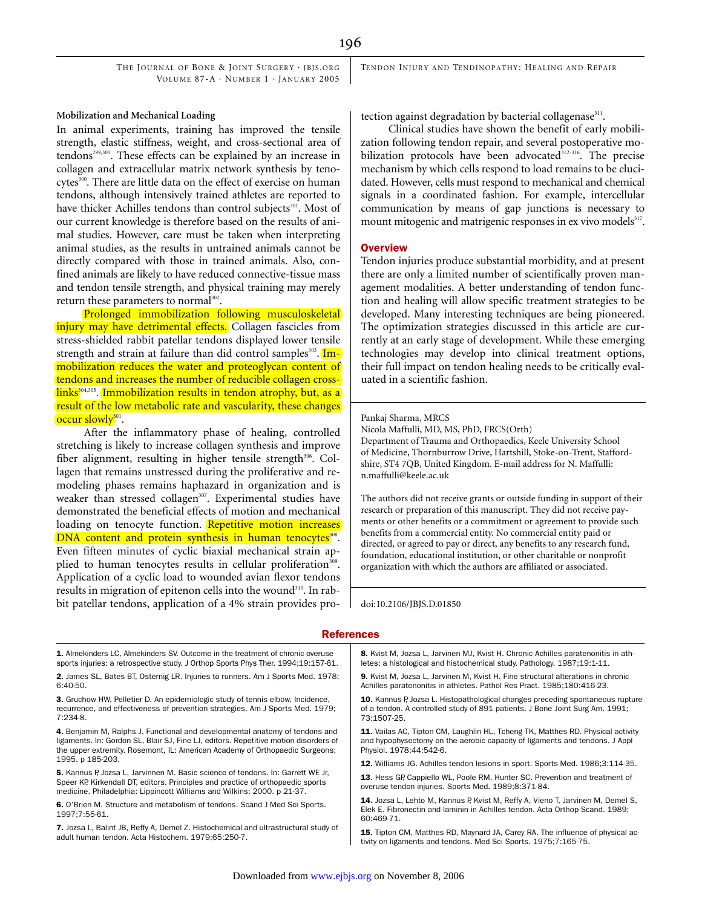### Mobilization and Mechanical Loading

In animal experiments, training has improved the tensile strength, elastic stiffness, weight, and cross-sectional area of tendons[299,300]. These effects can be explained by an increase in collagen and extracellular matrix network synthesis by tenocytes[300]. There are little data on the effect of exercise on human tendons, although intensively trained athletes are reported to have thicker Achilles tendons than control subjects[301]. Most of our current knowledge is therefore based on the results of animal studies. However, care must be taken when interpreting animal studies, as the results in untrained animals cannot be directly compared with those in trained animals. Also, confined animals are likely to have reduced connective-tissue mass and tendon tensile strength, and physical training may merely return these parameters to normal[302].

Prolonged immobilization following musculoskeletal injury may have detrimental effects. Collagen fascicles from stress-shielded rabbit patellar tendons displayed lower tensile strength and strain at failure than did control samples[303]. Immobilization reduces the water and proteoglycan content of tendons and increases the number of reducible collagen cross-links[304,305]. Immobilization results in tendon atrophy, but, as a result of the low metabolic rate and vascularity, these changes occur slowly[301].

After the inflammatory phase of healing, controlled stretching is likely to increase collagen synthesis and improve fiber alignment, resulting in higher tensile strength[306]. Collagen that remains unstressed during the proliferative and remodeling phases remains haphazard in organization and is weaker than stressed collagen[307]. Experimental studies have demonstrated the beneficial effects of motion and mechanical loading on tenocyte function. Repetitive motion increases DNA content and protein synthesis in human tenocytes[308]. Even fifteen minutes of cyclic biaxial mechanical strain applied to human tenocytes results in cellular proliferation[309]. Application of a cyclic load to wounded avian flexor tendons results in migration of epitenon cells into the wound[310]. In rabbit patellar tendons, application of a 4% strain provides protection against degradation by bacterial collagenase[311].

Clinical studies have shown the benefit of early mobilization following tendon repair, and several postoperative mobilization protocols have been advocated[312-316]. The precise mechanism by which cells respond to load remains to be elucidated. However, cells must respond to mechanical and chemical signals in a coordinated fashion. For example, intercellular communication by means of gap junctions is necessary to mount mitogenic and matrigenic responses in ex vivo models[317].

## Overview

Tendon injuries produce substantial morbidity, and at present there are only a limited number of scientifically proven management modalities. A better understanding of tendon function and healing will allow specific treatment strategies to be developed. Many interesting techniques are being pioneered. The optimization strategies discussed in this article are currently at an early stage of development. While these emerging technologies may develop into clinical treatment options, their full impact on tendon healing needs to be critically evaluated in a scientific fashion.

---

Pankaj Sharma, MRCS
Nicola Maffulli, MD, MS, PhD, FRCS(Orth)
Department of Trauma and Orthopaedics, Keele University School of Medicine, Thornburrow Drive, Hartshill, Stoke-on-Trent, Staffordshire, ST4 7QB, United Kingdom. E-mail address for N. Maffulli: n.maffulli@keele.ac.uk

The authors did not receive grants or outside funding in support of their research or preparation of this manuscript. They did not receive payments or other benefits or a commitment or agreement to provide such benefits from a commercial entity. No commercial entity paid or directed, or agreed to pay or direct, any benefits to any research fund, foundation, educational institution, or other charitable or nonprofit organization with which the authors are affiliated or associated.

doi:10.2106/JBJS.D.01850

## References

1. Almekinders LC, Almekinders SV. Outcome in the treatment of chronic overuse sports injuries: a retrospective study. J Orthop Sports Phys Ther. 1994;19:157-61.
2. James SL, Bates BT, Osternig LR. Injuries to runners. Am J Sports Med. 1978; 6:40-50.
3. Gruchow HW, Pelletier D. An epidemiologic study of tennis elbow. Incidence, recurrence, and effectiveness of prevention strategies. Am J Sports Med. 1979; 7:234-8.
4. Benjamin M, Ralphs J. Functional and developmental anatomy of tendons and ligaments. In: Gordon SL, Blair SJ, Fine LJ, editors. Repetitive motion disorders of the upper extremity. Rosemont, IL: American Academy of Orthopaedic Surgeons; 1995. p 185-203.
5. Kannus P, Jozsa L, Jarvinnen M. Basic science of tendons. In: Garrett WE Jr, Speer KP, Kirkendall DT, editors. Principles and practice of orthopaedic sports medicine. Philadelphia: Lippincott Williams and Wilkins; 2000. p 21-37.
6. O'Brien M. Structure and metabolism of tendons. Scand J Med Sci Sports. 1997;7:55-61.
7. Jozsa L, Balint JB, Reffy A, Demel Z. Histochemical and ultrastructural study of adult human tendon. Acta Histochem. 1979;65:250-7.
8. Kvist M, Jozsa L, Jarvinen MJ, Kvist H. Chronic Achilles paratenonitis in athletes: a histological and histochemical study. Pathology. 1987;19:1-11.
9. Kvist M, Jozsa L, Jarvinen M, Kvist H. Fine structural alterations in chronic Achilles paratenonitis in athletes. Pathol Res Pract. 1985;180:416-23.
10. Kannus P, Jozsa L. Histopathological changes preceding spontaneous rupture of a tendon. A controlled study of 891 patients. J Bone Joint Surg Am. 1991; 73:1507-25.
11. Vailas AC, Tipton CM, Laughlin HL, Tcheng TK, Matthes RD. Physical activity and hypophysectomy on the aerobic capacity of ligaments and tendons. J Appl Physiol. 1978;44:542-6.
12. Williams JG. Achilles tendon lesions in sport. Sports Med. 1986;3:114-35.
13. Hess GP, Cappiello WL, Poole RM, Hunter SC. Prevention and treatment of overuse tendon injuries. Sports Med. 1989;8:371-84.
14. Jozsa L, Lehto M, Kannus P, Kvist M, Reffy A, Vieno T, Jarvinen M, Demel S, Elek E. Fibronectin and laminin in Achilles tendon. Acta Orthop Scand. 1989; 60:469-71.
15. Tipton CM, Matthes RD, Maynard JA, Carey RA. The influence of physical activity on ligaments and tendons. Med Sci Sports. 1975;7:165-75.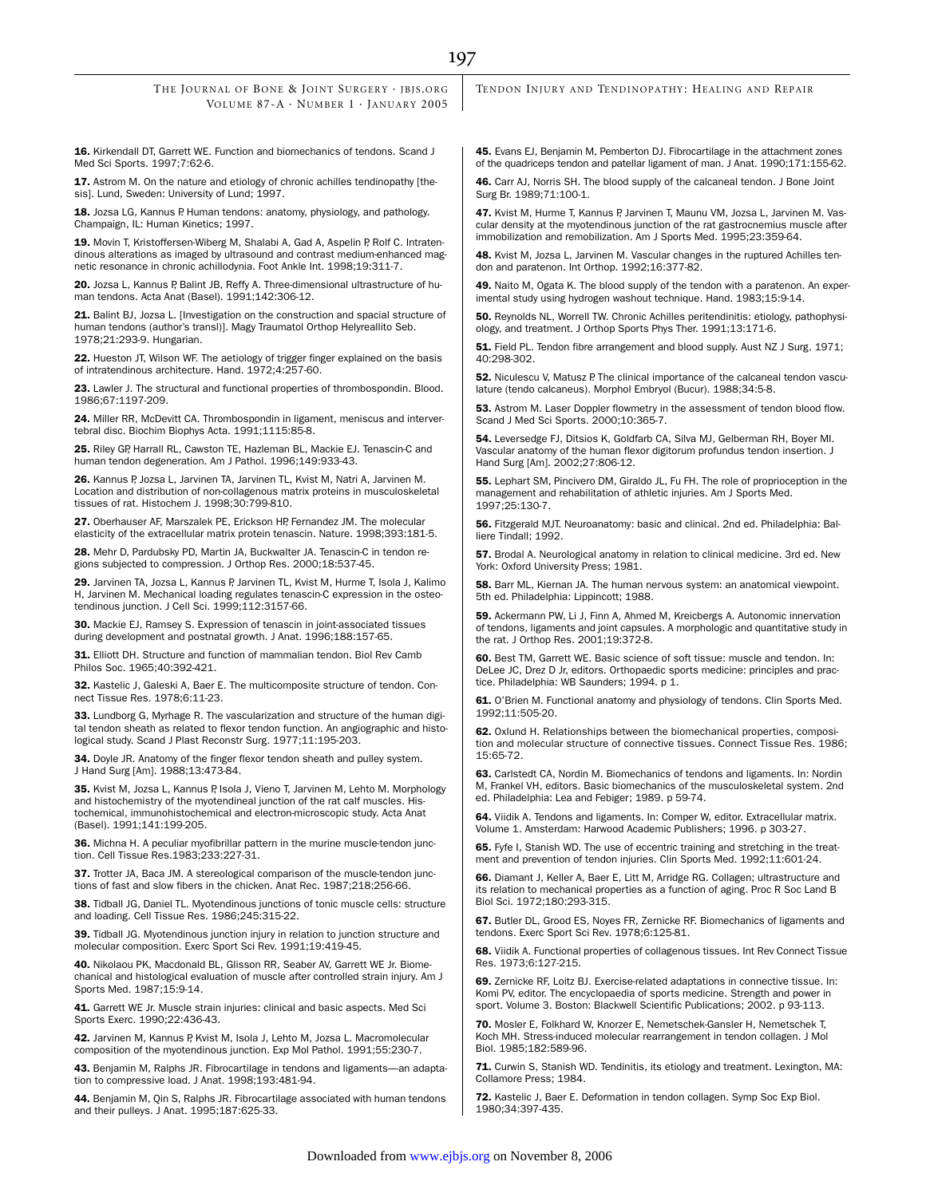**16.** Kirkendall DT, Garrett WE. Function and biomechanics of tendons. Scand J Med Sci Sports. 1997;7:62-6.

**17.** Astrom M. On the nature and etiology of chronic achilles tendinopathy [thesis]. Lund, Sweden: University of Lund; 1997.

**18.** Jozsa LG, Kannus P. Human tendons: anatomy, physiology, and pathology. Champaign, IL: Human Kinetics; 1997.

**19.** Movin T, Kristoffersen-Wiberg M, Shalabi A, Gad A, Aspelin P, Rolf C. Intratendinous alterations as imaged by ultrasound and contrast medium-enhanced magnetic resonance in chronic achillodynia. Foot Ankle Int. 1998;19:311-7.

**20.** Jozsa L, Kannus P, Balint JB, Reffy A. Three-dimensional ultrastructure of human tendons. Acta Anat (Basel). 1991;142:306-12.

**21.** Balint BJ, Jozsa L. [Investigation on the construction and spacial structure of human tendons (author's transl)]. Magy Traumatol Orthop Helyreallito Seb. 1978;21:293-9. Hungarian.

**22.** Hueston JT, Wilson WF. The aetiology of trigger finger explained on the basis of intratendinous architecture. Hand. 1972;4:257-60.

**23.** Lawler J. The structural and functional properties of thrombospondin. Blood. 1986;67:1197-209.

**24.** Miller RR, McDevitt CA. Thrombospondin in ligament, meniscus and intervertebral disc. Biochim Biophys Acta. 1991;1115:85-8.

**25.** Riley GP, Harrall RL, Cawston TE, Hazleman BL, Mackie EJ. Tenascin-C and human tendon degeneration. Am J Pathol. 1996;149:933-43.

**26.** Kannus P, Jozsa L, Jarvinen TA, Jarvinen TL, Kvist M, Natri A, Jarvinen M. Location and distribution of non-collagenous matrix proteins in musculoskeletal tissues of rat. Histochem J. 1998;30:799-810.

**27.** Oberhauser AF, Marszalek PE, Erickson HP, Fernandez JM. The molecular elasticity of the extracellular matrix protein tenascin. Nature. 1998;393:181-5.

**28.** Mehr D, Pardubsky PD, Martin JA, Buckwalter JA. Tenascin-C in tendon regions subjected to compression. J Orthop Res. 2000;18:537-45.

**29.** Jarvinen TA, Jozsa L, Kannus P, Jarvinen TL, Kvist M, Hurme T, Isola J, Kalimo H, Jarvinen M. Mechanical loading regulates tenascin-C expression in the osteotendinous junction. J Cell Sci. 1999;112:3157-66.

**30.** Mackie EJ, Ramsey S. Expression of tenascin in joint-associated tissues during development and postnatal growth. J Anat. 1996;188:157-65.

**31.** Elliott DH. Structure and function of mammalian tendon. Biol Rev Camb Philos Soc. 1965;40:392-421.

**32.** Kastelic J, Galeski A, Baer E. The multicomposite structure of tendon. Connect Tissue Res. 1978;6:11-23.

**33.** Lundborg G, Myrhage R. The vascularization and structure of the human digital tendon sheath as related to flexor tendon function. An angiographic and histological study. Scand J Plast Reconstr Surg. 1977;11:195-203.

**34.** Doyle JR. Anatomy of the finger flexor tendon sheath and pulley system. J Hand Surg [Am]. 1988;13:473-84.

**35.** Kvist M, Jozsa L, Kannus P, Isola J, Vieno T, Jarvinen M, Lehto M. Morphology and histochemistry of the myotendineal junction of the rat calf muscles. Histochemical, immunohistochemical and electron-microscopic study. Acta Anat (Basel). 1991;141:199-205.

**36.** Michna H. A peculiar myofibrillar pattern in the murine muscle-tendon junction. Cell Tissue Res.1983;233:227-31.

**37.** Trotter JA, Baca JM. A stereological comparison of the muscle-tendon junctions of fast and slow fibers in the chicken. Anat Rec. 1987;218:256-66.

**38.** Tidball JG, Daniel TL. Myotendinous junctions of tonic muscle cells: structure and loading. Cell Tissue Res. 1986;245:315-22.

**39.** Tidball JG. Myotendinous junction injury in relation to junction structure and molecular composition. Exerc Sport Sci Rev. 1991;19:419-45.

**40.** Nikolaou PK, Macdonald BL, Glisson RR, Seaber AV, Garrett WE Jr. Biomechanical and histological evaluation of muscle after controlled strain injury. Am J Sports Med. 1987;15:9-14.

**41.** Garrett WE Jr. Muscle strain injuries: clinical and basic aspects. Med Sci Sports Exerc. 1990;22:436-43.

**42.** Jarvinen M, Kannus P, Kvist M, Isola J, Lehto M, Jozsa L. Macromolecular composition of the myotendinous junction. Exp Mol Pathol. 1991;55:230-7.

**43.** Benjamin M, Ralphs JR. Fibrocartilage in tendons and ligaments—an adaptation to compressive load. J Anat. 1998;193:481-94.

**44.** Benjamin M, Qin S, Ralphs JR. Fibrocartilage associated with human tendons and their pulleys. J Anat. 1995;187:625-33.

**45.** Evans EJ, Benjamin M, Pemberton DJ. Fibrocartilage in the attachment zones of the quadriceps tendon and patellar ligament of man. J Anat. 1990;171:155-62.

**46.** Carr AJ, Norris SH. The blood supply of the calcaneal tendon. J Bone Joint Surg Br. 1989;71:100-1.

**47.** Kvist M, Hurme T, Kannus P, Jarvinen T, Maunu VM, Jozsa L, Jarvinen M. Vascular density at the myotendinous junction of the rat gastrocnemius muscle after immobilization and remobilization. Am J Sports Med. 1995;23:359-64.

**48.** Kvist M, Jozsa L, Jarvinen M. Vascular changes in the ruptured Achilles tendon and paratenon. Int Orthop. 1992;16:377-82.

**49.** Naito M, Ogata K. The blood supply of the tendon with a paratenon. An experimental study using hydrogen washout technique. Hand. 1983;15:9-14.

**50.** Reynolds NL, Worrell TW. Chronic Achilles peritendinitis: etiology, pathophysiology, and treatment. J Orthop Sports Phys Ther. 1991;13:171-6.

**51.** Field PL. Tendon fibre arrangement and blood supply. Aust NZ J Surg. 1971; 40:298-302.

**52.** Niculescu V, Matusz P. The clinical importance of the calcaneal tendon vasculature (tendo calcaneus). Morphol Embryol (Bucur). 1988;34:5-8.

**53.** Astrom M. Laser Doppler flowmetry in the assessment of tendon blood flow. Scand J Med Sci Sports. 2000;10:365-7.

**54.** Leversedge FJ, Ditsios K, Goldfarb CA, Silva MJ, Gelberman RH, Boyer MI. Vascular anatomy of the human flexor digitorum profundus tendon insertion. J Hand Surg [Am]. 2002;27:806-12.

**55.** Lephart SM, Pincivero DM, Giraldo JL, Fu FH. The role of proprioception in the management and rehabilitation of athletic injuries. Am J Sports Med. 1997;25:130-7.

**56.** Fitzgerald MJT. Neuroanatomy: basic and clinical. 2nd ed. Philadelphia: Balliere Tindall; 1992.

**57.** Brodal A. Neurological anatomy in relation to clinical medicine. 3rd ed. New York: Oxford University Press; 1981.

**58.** Barr ML, Kiernan JA. The human nervous system: an anatomical viewpoint. 5th ed. Philadelphia: Lippincott; 1988.

**59.** Ackermann PW, Li J, Finn A, Ahmed M, Kreicbergs A. Autonomic innervation of tendons, ligaments and joint capsules. A morphologic and quantitative study in the rat. J Orthop Res. 2001;19:372-8.

**60.** Best TM, Garrett WE. Basic science of soft tissue: muscle and tendon. In: DeLee JC, Drez D Jr, editors. Orthopaedic sports medicine: principles and practice. Philadelphia: WB Saunders; 1994. p 1.

**61.** O'Brien M. Functional anatomy and physiology of tendons. Clin Sports Med. 1992;11:505-20.

**62.** Oxlund H. Relationships between the biomechanical properties, composition and molecular structure of connective tissues. Connect Tissue Res. 1986; 15:65-72.

**63.** Carlstedt CA, Nordin M. Biomechanics of tendons and ligaments. In: Nordin M, Frankel VH, editors. Basic biomechanics of the musculoskeletal system. 2nd ed. Philadelphia: Lea and Febiger; 1989. p 59-74.

**64.** Viidik A. Tendons and ligaments. In: Comper W, editor. Extracellular matrix. Volume 1. Amsterdam: Harwood Academic Publishers; 1996. p 303-27.

**65.** Fyfe I, Stanish WD. The use of eccentric training and stretching in the treatment and prevention of tendon injuries. Clin Sports Med. 1992;11:601-24.

**66.** Diamant J, Keller A, Baer E, Litt M, Arridge RG. Collagen; ultrastructure and its relation to mechanical properties as a function of aging. Proc R Soc Land B Biol Sci. 1972;180:293-315.

**67.** Butler DL, Grood ES, Noyes FR, Zernicke RF. Biomechanics of ligaments and tendons. Exerc Sport Sci Rev. 1978;6:125-81.

**68.** Viidik A. Functional properties of collagenous tissues. Int Rev Connect Tissue Res. 1973;6:127-215.

**69.** Zernicke RF, Loitz BJ. Exercise-related adaptations in connective tissue. In: Komi PV, editor. The encyclopaedia of sports medicine. Strength and power in sport. Volume 3. Boston: Blackwell Scientific Publications; 2002. p 93-113.

**70.** Mosler E, Folkhard W, Knorzer E, Nemetschek-Gansler H, Nemetschek T, Koch MH. Stress-induced molecular rearrangement in tendon collagen. J Mol Biol. 1985;182:589-96.

**71.** Curwin S, Stanish WD. Tendinitis, its etiology and treatment. Lexington, MA: Collamore Press; 1984.

**72.** Kastelic J, Baer E. Deformation in tendon collagen. Symp Soc Exp Biol. 1980;34:397-435.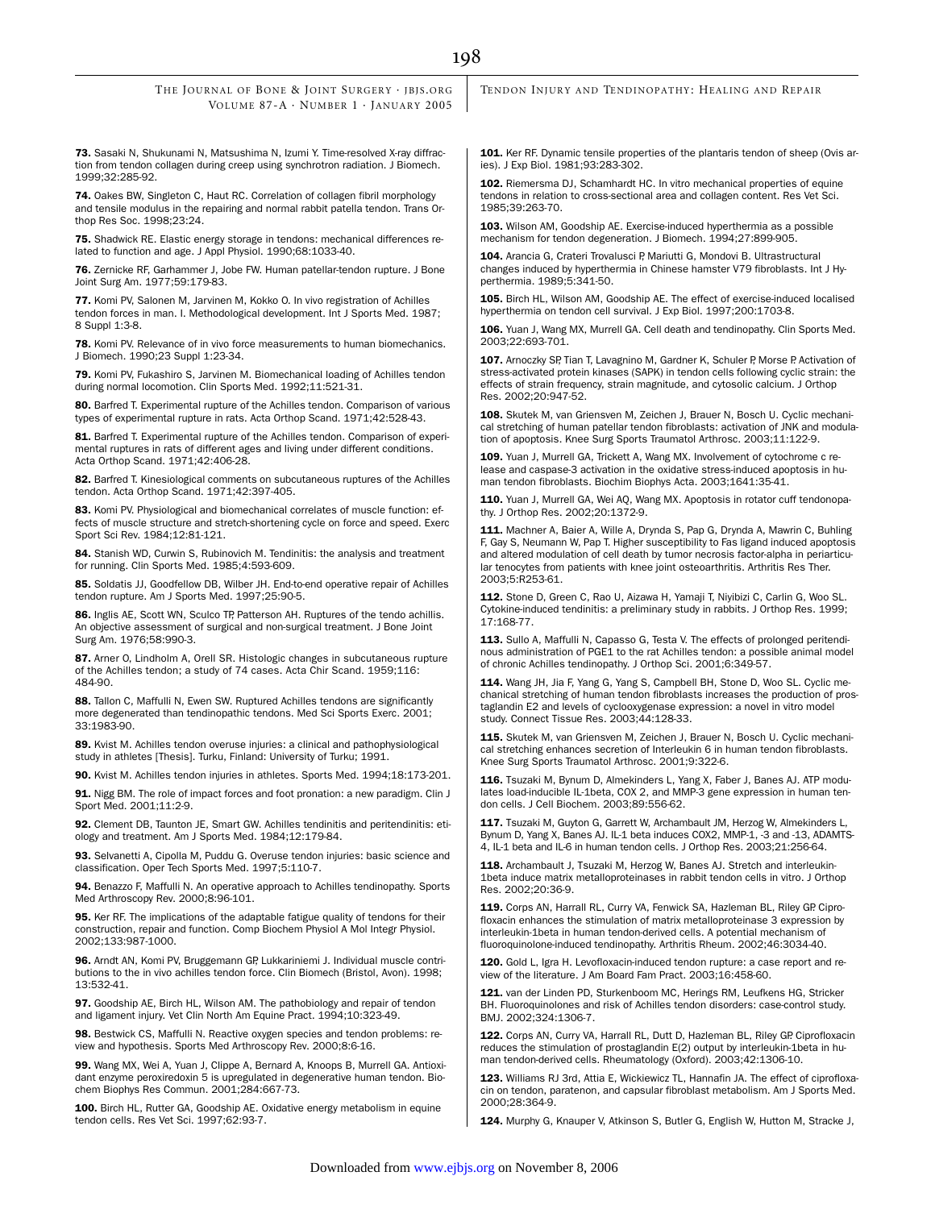**73.** Sasaki N, Shukunami N, Matsushima N, Izumi Y. Time-resolved X-ray diffraction from tendon collagen during creep using synchrotron radiation. J Biomech. 1999;32:285-92.

**74.** Oakes BW, Singleton C, Haut RC. Correlation of collagen fibril morphology and tensile modulus in the repairing and normal rabbit patella tendon. Trans Orthop Res Soc. 1998;23:24.

**75.** Shadwick RE. Elastic energy storage in tendons: mechanical differences related to function and age. J Appl Physiol. 1990;68:1033-40.

**76.** Zernicke RF, Garhammer J, Jobe FW. Human patellar-tendon rupture. J Bone Joint Surg Am. 1977;59:179-83.

**77.** Komi PV, Salonen M, Jarvinen M, Kokko O. In vivo registration of Achilles tendon forces in man. I. Methodological development. Int J Sports Med. 1987; 8 Suppl 1:3-8.

**78.** Komi PV. Relevance of in vivo force measurements to human biomechanics. J Biomech. 1990;23 Suppl 1:23-34.

**79.** Komi PV, Fukashiro S, Jarvinen M. Biomechanical loading of Achilles tendon during normal locomotion. Clin Sports Med. 1992;11:521-31.

**80.** Barfred T. Experimental rupture of the Achilles tendon. Comparison of various types of experimental rupture in rats. Acta Orthop Scand. 1971;42:528-43.

**81.** Barfred T. Experimental rupture of the Achilles tendon. Comparison of experimental ruptures in rats of different ages and living under different conditions. Acta Orthop Scand. 1971;42:406-28.

**82.** Barfred T. Kinesiological comments on subcutaneous ruptures of the Achilles tendon. Acta Orthop Scand. 1971;42:397-405.

**83.** Komi PV. Physiological and biomechanical correlates of muscle function: effects of muscle structure and stretch-shortening cycle on force and speed. Exerc Sport Sci Rev. 1984;12:81-121.

**84.** Stanish WD, Curwin S, Rubinovich M. Tendinitis: the analysis and treatment for running. Clin Sports Med. 1985;4:593-609.

**85.** Soldatis JJ, Goodfellow DB, Wilber JH. End-to-end operative repair of Achilles tendon rupture. Am J Sports Med. 1997;25:90-5.

**86.** Inglis AE, Scott WN, Sculco TP, Patterson AH. Ruptures of the tendo achillis. An objective assessment of surgical and non-surgical treatment. J Bone Joint Surg Am. 1976;58:990-3.

**87.** Arner O, Lindholm A, Orell SR. Histologic changes in subcutaneous rupture of the Achilles tendon; a study of 74 cases. Acta Chir Scand. 1959;116: 484-90.

**88.** Tallon C, Maffulli N, Ewen SW. Ruptured Achilles tendons are significantly more degenerated than tendinopathic tendons. Med Sci Sports Exerc. 2001; 33:1983-90.

**89.** Kvist M. Achilles tendon overuse injuries: a clinical and pathophysiological study in athletes [Thesis]. Turku, Finland: University of Turku; 1991.

**90.** Kvist M. Achilles tendon injuries in athletes. Sports Med. 1994;18:173-201.

**91.** Nigg BM. The role of impact forces and foot pronation: a new paradigm. Clin J Sport Med. 2001;11:2-9.

**92.** Clement DB, Taunton JE, Smart GW. Achilles tendinitis and peritendinitis: etiology and treatment. Am J Sports Med. 1984;12:179-84.

**93.** Selvanetti A, Cipolla M, Puddu G. Overuse tendon injuries: basic science and classification. Oper Tech Sports Med. 1997;5:110-7.

**94.** Benazzo F, Maffulli N. An operative approach to Achilles tendinopathy. Sports Med Arthroscopy Rev. 2000;8:96-101.

**95.** Ker RF. The implications of the adaptable fatigue quality of tendons for their construction, repair and function. Comp Biochem Physiol A Mol Integr Physiol. 2002;133:987-1000.

**96.** Arndt AN, Komi PV, Bruggemann GP, Lukkariniemi J. Individual muscle contributions to the in vivo achilles tendon force. Clin Biomech (Bristol, Avon). 1998; 13:532-41.

**97.** Goodship AE, Birch HL, Wilson AM. The pathobiology and repair of tendon and ligament injury. Vet Clin North Am Equine Pract. 1994;10:323-49.

**98.** Bestwick CS, Maffulli N. Reactive oxygen species and tendon problems: review and hypothesis. Sports Med Arthroscopy Rev. 2000;8:6-16.

**99.** Wang MX, Wei A, Yuan J, Clippe A, Bernard A, Knoops B, Murrell GA. Antioxidant enzyme peroxiredoxin 5 is upregulated in degenerative human tendon. Biochem Biophys Res Commun. 2001;284:667-73.

**100.** Birch HL, Rutter GA, Goodship AE. Oxidative energy metabolism in equine tendon cells. Res Vet Sci. 1997;62:93-7.

**101.** Ker RF. Dynamic tensile properties of the plantaris tendon of sheep (Ovis aries). J Exp Biol. 1981;93:283-302.

**102.** Riemersma DJ, Schamhardt HC. In vitro mechanical properties of equine tendons in relation to cross-sectional area and collagen content. Res Vet Sci. 1985;39:263-70.

**103.** Wilson AM, Goodship AE. Exercise-induced hyperthermia as a possible mechanism for tendon degeneration. J Biomech. 1994;27:899-905.

**104.** Arancia G, Crateri Trovalusci P, Mariutti G, Mondovi B. Ultrastructural changes induced by hyperthermia in Chinese hamster V79 fibroblasts. Int J Hyperthermia. 1989;5:341-50.

**105.** Birch HL, Wilson AM, Goodship AE. The effect of exercise-induced localised hyperthermia on tendon cell survival. J Exp Biol. 1997;200:1703-8.

**106.** Yuan J, Wang MX, Murrell GA. Cell death and tendinopathy. Clin Sports Med. 2003;22:693-701.

**107.** Arnoczky SP, Tian T, Lavagnino M, Gardner K, Schuler P, Morse P. Activation of stress-activated protein kinases (SAPK) in tendon cells following cyclic strain: the effects of strain frequency, strain magnitude, and cytosolic calcium. J Orthop Res. 2002;20:947-52.

**108.** Skutek M, van Griensven M, Zeichen J, Brauer N, Bosch U. Cyclic mechanical stretching of human patellar tendon fibroblasts: activation of JNK and modulation of apoptosis. Knee Surg Sports Traumatol Arthrosc. 2003;11:122-9.

**109.** Yuan J, Murrell GA, Trickett A, Wang MX. Involvement of cytochrome c release and caspase-3 activation in the oxidative stress-induced apoptosis in human tendon fibroblasts. Biochim Biophys Acta. 2003;1641:35-41.

**110.** Yuan J, Murrell GA, Wei AQ, Wang MX. Apoptosis in rotator cuff tendonopathy. J Orthop Res. 2002;20:1372-9.

**111.** Machner A, Baier A, Wille A, Drynda S, Pap G, Drynda A, Mawrin C, Buhling F, Gay S, Neumann W, Pap T. Higher susceptibility to Fas ligand induced apoptosis and altered modulation of cell death by tumor necrosis factor-alpha in periarticular tenocytes from patients with knee joint osteoarthritis. Arthritis Res Ther. 2003;5:R253-61.

**112.** Stone D, Green C, Rao U, Aizawa H, Yamaji T, Niyibizi C, Carlin G, Woo SL. Cytokine-induced tendinitis: a preliminary study in rabbits. J Orthop Res. 1999; 17:168-77.

**113.** Sullo A, Maffulli N, Capasso G, Testa V. The effects of prolonged peritendinous administration of PGE1 to the rat Achilles tendon: a possible animal model of chronic Achilles tendinopathy. J Orthop Sci. 2001;6:349-57.

**114.** Wang JH, Jia F, Yang G, Yang S, Campbell BH, Stone D, Woo SL. Cyclic mechanical stretching of human tendon fibroblasts increases the production of prostaglandin E2 and levels of cyclooxygenase expression: a novel in vitro model study. Connect Tissue Res. 2003;44:128-33.

**115.** Skutek M, van Griensven M, Zeichen J, Brauer N, Bosch U. Cyclic mechanical stretching enhances secretion of Interleukin 6 in human tendon fibroblasts. Knee Surg Sports Traumatol Arthrosc. 2001;9:322-6.

**116.** Tsuzaki M, Bynum D, Almekinders L, Yang X, Faber J, Banes AJ. ATP modulates load-inducible IL-1beta, COX 2, and MMP-3 gene expression in human tendon cells. J Cell Biochem. 2003;89:556-62.

**117.** Tsuzaki M, Guyton G, Garrett W, Archambault JM, Herzog W, Almekinders L, Bynum D, Yang X, Banes AJ. IL-1 beta induces COX2, MMP-1, -3 and -13, ADAMTS-4, IL-1 beta and IL-6 in human tendon cells. J Orthop Res. 2003;21:256-64.

**118.** Archambault J, Tsuzaki M, Herzog W, Banes AJ. Stretch and interleukin-1beta induce matrix metalloproteinases in rabbit tendon cells in vitro. J Orthop Res. 2002;20:36-9.

**119.** Corps AN, Harrall RL, Curry VA, Fenwick SA, Hazleman BL, Riley GP. Ciprofloxacin enhances the stimulation of matrix metalloproteinase 3 expression by interleukin-1beta in human tendon-derived cells. A potential mechanism of fluoroquinolone-induced tendinopathy. Arthritis Rheum. 2002;46:3034-40.

**120.** Gold L, Igra H. Levofloxacin-induced tendon rupture: a case report and review of the literature. J Am Board Fam Pract. 2003;16:458-60.

**121.** van der Linden PD, Sturkenboom MC, Herings RM, Leufkens HG, Stricker BH. Fluoroquinolones and risk of Achilles tendon disorders: case-control study. BMJ. 2002;324:1306-7.

**122.** Corps AN, Curry VA, Harrall RL, Dutt D, Hazleman BL, Riley GP. Ciprofloxacin reduces the stimulation of prostaglandin E(2) output by interleukin-1beta in human tendon-derived cells. Rheumatology (Oxford). 2003;42:1306-10.

**123.** Williams RJ 3rd, Attia E, Wickiewicz TL, Hannafin JA. The effect of ciprofloxacin on tendon, paratenon, and capsular fibroblast metabolism. Am J Sports Med. 2000;28:364-9.

**124.** Murphy G, Knauper V, Atkinson S, Butler G, English W, Hutton M, Stracke J,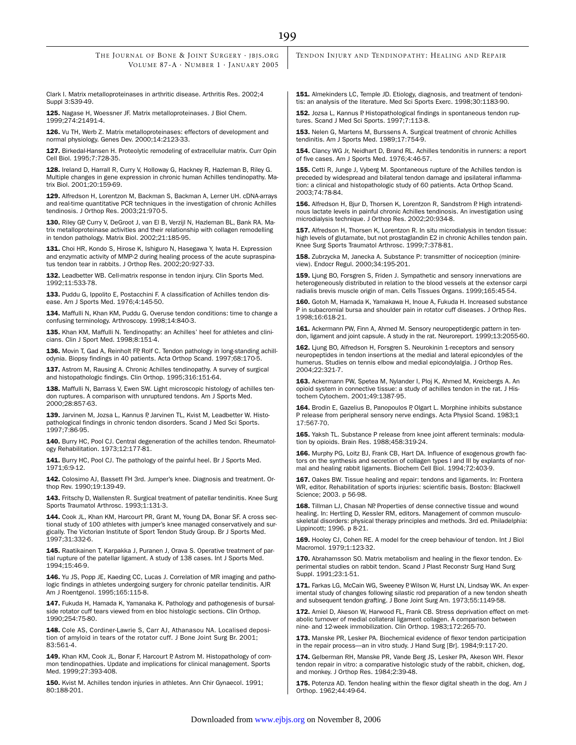Clark I. Matrix metalloproteinases in arthritic disease. Arthritis Res. 2002;4 Suppl 3:S39-49.

**125.** Nagase H, Woessner JF. Matrix metalloproteinases. J Biol Chem. 1999;274:21491-4.

**126.** Vu TH, Werb Z. Matrix metalloproteinases: effectors of development and normal physiology. Genes Dev. 2000;14:2123-33.

**127.** Birkedal-Hansen H. Proteolytic remodeling of extracellular matrix. Curr Opin Cell Biol. 1995;7:728-35.

**128.** Ireland D, Harrall R, Curry V, Holloway G, Hackney R, Hazleman B, Riley G. Multiple changes in gene expression in chronic human Achilles tendinopathy. Matrix Biol. 2001;20:159-69.

**129.** Alfredson H, Lorentzon M, Backman S, Backman A, Lerner UH. cDNA-arrays and real-time quantitative PCR techniques in the investigation of chronic Achilles tendinosis. J Orthop Res. 2003;21:970-5.

**130.** Riley GP, Curry V, DeGroot J, van El B, Verzijl N, Hazleman BL, Bank RA. Matrix metalloproteinase activities and their relationship with collagen remodelling in tendon pathology. Matrix Biol. 2002;21:185-95.

**131.** Choi HR, Kondo S, Hirose K, Ishiguro N, Hasegawa Y, Iwata H. Expression and enzymatic activity of MMP-2 during healing process of the acute supraspinatus tendon tear in rabbits. J Orthop Res. 2002;20:927-33.

**132.** Leadbetter WB. Cell-matrix response in tendon injury. Clin Sports Med. 1992;11:533-78.

**133.** Puddu G, Ippolito E, Postacchini F. A classification of Achilles tendon disease. Am J Sports Med. 1976;4:145-50.

**134.** Maffulli N, Khan KM, Puddu G. Overuse tendon conditions: time to change a confusing terminology. Arthroscopy. 1998;14:840-3.

**135.** Khan KM, Maffulli N. Tendinopathy: an Achilles' heel for athletes and clinicians. Clin J Sport Med. 1998;8:151-4.

**136.** Movin T, Gad A, Reinholt FP, Rolf C. Tendon pathology in long-standing achillodynia. Biopsy findings in 40 patients. Acta Orthop Scand. 1997;68:170-5.

**137.** Astrom M, Rausing A. Chronic Achilles tendinopathy. A survey of surgical and histopathologic findings. Clin Orthop. 1995;316:151-64.

**138.** Maffulli N, Barrass V, Ewen SW. Light microscopic histology of achilles tendon ruptures. A comparison with unruptured tendons. Am J Sports Med. 2000;28:857-63.

**139.** Jarvinen M, Jozsa L, Kannus P, Jarvinen TL, Kvist M, Leadbetter W. Histopathological findings in chronic tendon disorders. Scand J Med Sci Sports. 1997;7:86-95.

**140.** Burry HC, Pool CJ. Central degeneration of the achilles tendon. Rheumatology Rehabilitation. 1973;12:177-81.

**141.** Burry HC, Pool CJ. The pathology of the painful heel. Br J Sports Med. 1971;6:9-12.

**142.** Colosimo AJ, Bassett FH 3rd. Jumper's knee. Diagnosis and treatment. Orthop Rev. 1990;19:139-49.

**143.** Fritschy D, Wallensten R. Surgical treatment of patellar tendinitis. Knee Surg Sports Traumatol Arthrosc. 1993;1:131-3.

**144.** Cook JL, Khan KM, Harcourt PR, Grant M, Young DA, Bonar SF. A cross sectional study of 100 athletes with jumper's knee managed conservatively and surgically. The Victorian Institute of Sport Tendon Study Group. Br J Sports Med. 1997;31:332-6.

**145.** Raatikainen T, Karpakka J, Puranen J, Orava S. Operative treatment of partial rupture of the patellar ligament. A study of 138 cases. Int J Sports Med. 1994;15:46-9.

**146.** Yu JS, Popp JE, Kaeding CC, Lucas J. Correlation of MR imaging and pathologic findings in athletes undergoing surgery for chronic patellar tendinitis. AJR Am J Roentgenol. 1995;165:115-8.

**147.** Fukuda H, Hamada K, Yamanaka K. Pathology and pathogenesis of bursal-side rotator cuff tears viewed from en bloc histologic sections. Clin Orthop. 1990;254:75-80.

**148.** Cole AS, Cordiner-Lawrie S, Carr AJ, Athanasou NA. Localised deposition of amyloid in tears of the rotator cuff. J Bone Joint Surg Br. 2001; 83:561-4.

**149.** Khan KM, Cook JL, Bonar F, Harcourt P, Astrom M. Histopathology of common tendinopathies. Update and implications for clinical management. Sports Med. 1999;27:393-408.

**150.** Kvist M. Achilles tendon injuries in athletes. Ann Chir Gynaecol. 1991; 80:188-201.

**151.** Almekinders LC, Temple JD. Etiology, diagnosis, and treatment of tendonitis: an analysis of the literature. Med Sci Sports Exerc. 1998;30:1183-90.

**152.** Jozsa L, Kannus P. Histopathological findings in spontaneous tendon ruptures. Scand J Med Sci Sports. 1997;7:113-8.

**153.** Nelen G, Martens M, Burssens A. Surgical treatment of chronic Achilles tendinitis. Am J Sports Med. 1989;17:754-9.

**154.** Clancy WG Jr, Neidhart D, Brand RL. Achilles tendonitis in runners: a report of five cases. Am J Sports Med. 1976;4:46-57.

**155.** Cetti R, Junge J, Vyberg M. Spontaneous rupture of the Achilles tendon is preceded by widespread and bilateral tendon damage and ipsilateral inflammation: a clinical and histopathologic study of 60 patients. Acta Orthop Scand. 2003;74:78-84.

**156.** Alfredson H, Bjur D, Thorsen K, Lorentzon R, Sandstrom P. High intratendinous lactate levels in painful chronic Achilles tendinosis. An investigation using microdialysis technique. J Orthop Res. 2002;20:934-8.

**157.** Alfredson H, Thorsen K, Lorentzon R. In situ microdialysis in tendon tissue: high levels of glutamate, but not prostaglandin E2 in chronic Achilles tendon pain. Knee Surg Sports Traumatol Arthrosc. 1999;7:378-81.

**158.** Zubrzycka M, Janecka A. Substance P: transmitter of nociception (minireview). Endocr Regul. 2000;34:195-201.

**159.** Ljung BO, Forsgren S, Friden J. Sympathetic and sensory innervations are heterogeneously distributed in relation to the blood vessels at the extensor carpi radialis brevis muscle origin of man. Cells Tissues Organs. 1999;165:45-54.

**160.** Gotoh M, Hamada K, Yamakawa H, Inoue A, Fukuda H. Increased substance P in subacromial bursa and shoulder pain in rotator cuff diseases. J Orthop Res. 1998;16:618-21.

**161.** Ackermann PW, Finn A, Ahmed M. Sensory neuropeptidergic pattern in tendon, ligament and joint capsule. A study in the rat. Neuroreport. 1999;13:2055-60.

**162.** Ljung BO, Alfredson H, Forsgren S. Neurokinin 1-receptors and sensory neuropeptides in tendon insertions at the medial and lateral epicondyles of the humerus. Studies on tennis elbow and medial epicondylalgia. J Orthop Res. 2004;22:321-7.

**163.** Ackermann PW, Spetea M, Nylander I, Ploj K, Ahmed M, Kreicbergs A. An opioid system in connective tissue: a study of achilles tendon in the rat. J Histochem Cytochem. 2001;49:1387-95.

**164.** Brodin E, Gazelius B, Panopoulos P, Olgart L. Morphine inhibits substance P release from peripheral sensory nerve endings. Acta Physiol Scand. 1983;1 17:567-70.

**165.** Yaksh TL. Substance P release from knee joint afferent terminals: modulation by opioids. Brain Res. 1988;458:319-24.

**166.** Murphy PG, Loitz BJ, Frank CB, Hart DA. Influence of exogenous growth factors on the synthesis and secretion of collagen types I and III by explants of normal and healing rabbit ligaments. Biochem Cell Biol. 1994;72:403-9.

**167.** Oakes BW. Tissue healing and repair: tendons and ligaments. In: Frontera WR, editor. Rehabilitation of sports injuries: scientific basis. Boston: Blackwell Science; 2003. p 56-98.

**168.** Tillman LJ, Chasan NP. Properties of dense connective tissue and wound healing. In: Hertling D, Kessler RM, editors. Management of common musculoskeletal disorders: physical therapy principles and methods. 3rd ed. Philadelphia: Lippincott; 1996. p 8-21.

**169.** Hooley CJ, Cohen RE. A model for the creep behaviour of tendon. Int J Biol Macromol. 1979;1:123-32.

**170.** Abrahamsson SO. Matrix metabolism and healing in the flexor tendon. Experimental studies on rabbit tendon. Scand J Plast Reconstr Surg Hand Surg Suppl. 1991;23:1-51.

**171.** Farkas LG, McCain WG, Sweeney P, Wilson W, Hurst LN, Lindsay WK. An experimental study of changes following silastic rod preparation of a new tendon sheath and subsequent tendon grafting. J Bone Joint Surg Am. 1973;55:1149-58.

**172.** Amiel D, Akeson W, Harwood FL, Frank CB. Stress deprivation effect on metabolic turnover of medial collateral ligament collagen. A comparison between nine- and 12-week immobilization. Clin Orthop. 1983;172:265-70.

**173.** Manske PR, Lesker PA. Biochemical evidence of flexor tendon participation in the repair process—an in vitro study. J Hand Surg [Br]. 1984;9:117-20.

**174.** Gelberman RH, Manske PR, Vande Berg JS, Lesker PA, Akeson WH. Flexor tendon repair in vitro: a comparative histologic study of the rabbit, chicken, dog, and monkey. J Orthop Res. 1984;2:39-48.

**175.** Potenza AD. Tendon healing within the flexor digital sheath in the dog. Am J Orthop. 1962;44:49-64.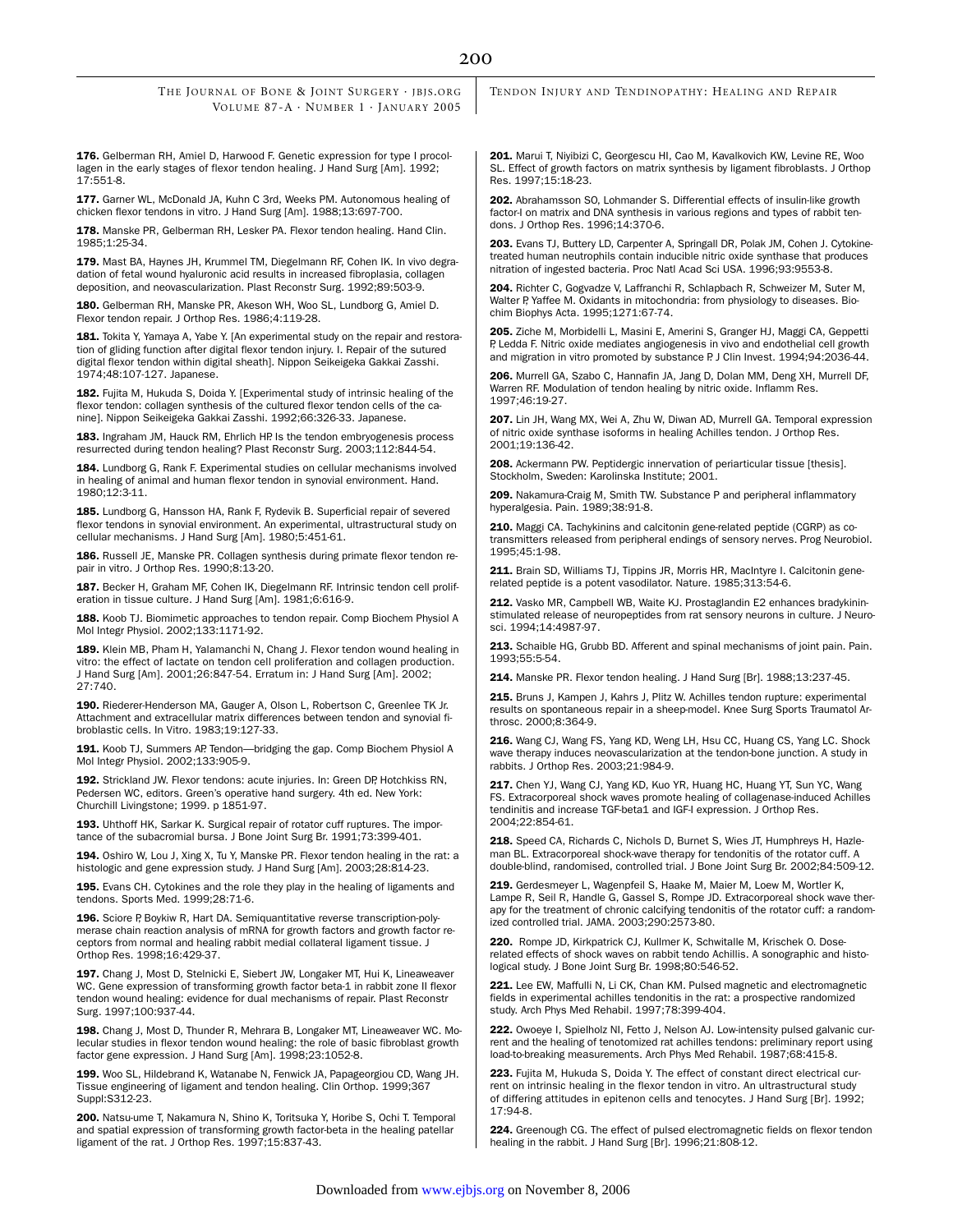**176.** Gelberman RH, Amiel D, Harwood F. Genetic expression for type I procollagen in the early stages of flexor tendon healing. J Hand Surg [Am]. 1992; 17:551-8.

**177.** Garner WL, McDonald JA, Kuhn C 3rd, Weeks PM. Autonomous healing of chicken flexor tendons in vitro. J Hand Surg [Am]. 1988;13:697-700.

**178.** Manske PR, Gelberman RH, Lesker PA. Flexor tendon healing. Hand Clin. 1985;1:25-34.

**179.** Mast BA, Haynes JH, Krummel TM, Diegelmann RF, Cohen IK. In vivo degradation of fetal wound hyaluronic acid results in increased fibroplasia, collagen deposition, and neovascularization. Plast Reconstr Surg. 1992;89:503-9.

**180.** Gelberman RH, Manske PR, Akeson WH, Woo SL, Lundborg G, Amiel D. Flexor tendon repair. J Orthop Res. 1986;4:119-28.

**181.** Tokita Y, Yamaya A, Yabe Y. [An experimental study on the repair and restoration of gliding function after digital flexor tendon injury. I. Repair of the sutured digital flexor tendon within digital sheath]. Nippon Seikeigeka Gakkai Zasshi. 1974;48:107-127. Japanese.

**182.** Fujita M, Hukuda S, Doida Y. [Experimental study of intrinsic healing of the flexor tendon: collagen synthesis of the cultured flexor tendon cells of the canine]. Nippon Seikeigeka Gakkai Zasshi. 1992;66:326-33. Japanese.

**183.** Ingraham JM, Hauck RM, Ehrlich HP. Is the tendon embryogenesis process resurrected during tendon healing? Plast Reconstr Surg. 2003;112:844-54.

**184.** Lundborg G, Rank F. Experimental studies on cellular mechanisms involved in healing of animal and human flexor tendon in synovial environment. Hand. 1980;12:3-11.

**185.** Lundborg G, Hansson HA, Rank F, Rydevik B. Superficial repair of severed flexor tendons in synovial environment. An experimental, ultrastructural study on cellular mechanisms. J Hand Surg [Am]. 1980;5:451-61.

**186.** Russell JE, Manske PR. Collagen synthesis during primate flexor tendon repair in vitro. J Orthop Res. 1990;8:13-20.

**187.** Becker H, Graham MF, Cohen IK, Diegelmann RF. Intrinsic tendon cell proliferation in tissue culture. J Hand Surg [Am]. 1981;6:616-9.

**188.** Koob TJ. Biomimetic approaches to tendon repair. Comp Biochem Physiol A Mol Integr Physiol. 2002;133:1171-92.

**189.** Klein MB, Pham H, Yalamanchi N, Chang J. Flexor tendon wound healing in vitro: the effect of lactate on tendon cell proliferation and collagen production. J Hand Surg [Am]. 2001;26:847-54. Erratum in: J Hand Surg [Am]. 2002; 27:740.

**190.** Riederer-Henderson MA, Gauger A, Olson L, Robertson C, Greenlee TK Jr. Attachment and extracellular matrix differences between tendon and synovial fibroblastic cells. In Vitro. 1983;19:127-33.

**191.** Koob TJ, Summers AP. Tendon—bridging the gap. Comp Biochem Physiol A Mol Integr Physiol. 2002;133:905-9.

**192.** Strickland JW. Flexor tendons: acute injuries. In: Green DP, Hotchkiss RN, Pedersen WC, editors. Green's operative hand surgery. 4th ed. New York: Churchill Livingstone; 1999. p 1851-97.

**193.** Uhthoff HK, Sarkar K. Surgical repair of rotator cuff ruptures. The importance of the subacromial bursa. J Bone Joint Surg Br. 1991;73:399-401.

**194.** Oshiro W, Lou J, Xing X, Tu Y, Manske PR. Flexor tendon healing in the rat: a histologic and gene expression study. J Hand Surg [Am]. 2003;28:814-23.

**195.** Evans CH. Cytokines and the role they play in the healing of ligaments and tendons. Sports Med. 1999;28:71-6.

**196.** Sciore P, Boykiw R, Hart DA. Semiquantitative reverse transcription-polymerase chain reaction analysis of mRNA for growth factors and growth factor receptors from normal and healing rabbit medial collateral ligament tissue. J Orthop Res. 1998;16:429-37.

**197.** Chang J, Most D, Stelnicki E, Siebert JW, Longaker MT, Hui K, Lineaweaver WC. Gene expression of transforming growth factor beta-1 in rabbit zone II flexor tendon wound healing: evidence for dual mechanisms of repair. Plast Reconstr Surg. 1997;100:937-44.

**198.** Chang J, Most D, Thunder R, Mehrara B, Longaker MT, Lineaweaver WC. Molecular studies in flexor tendon wound healing: the role of basic fibroblast growth factor gene expression. J Hand Surg [Am]. 1998;23:1052-8.

**199.** Woo SL, Hildebrand K, Watanabe N, Fenwick JA, Papageorgiou CD, Wang JH. Tissue engineering of ligament and tendon healing. Clin Orthop. 1999;367 Suppl:S312-23.

**200.** Natsu-ume T, Nakamura N, Shino K, Toritsuka Y, Horibe S, Ochi T. Temporal and spatial expression of transforming growth factor-beta in the healing patellar ligament of the rat. J Orthop Res. 1997;15:837-43.

**201.** Marui T, Niyibizi C, Georgescu HI, Cao M, Kavalkovich KW, Levine RE, Woo SL. Effect of growth factors on matrix synthesis by ligament fibroblasts. J Orthop Res. 1997;15:18-23.

**202.** Abrahamsson SO, Lohmander S. Differential effects of insulin-like growth factor-I on matrix and DNA synthesis in various regions and types of rabbit tendons. J Orthop Res. 1996;14:370-6.

**203.** Evans TJ, Buttery LD, Carpenter A, Springall DR, Polak JM, Cohen J. Cytokine-treated human neutrophils contain inducible nitric oxide synthase that produces nitration of ingested bacteria. Proc Natl Acad Sci USA. 1996;93:9553-8.

**204.** Richter C, Gogvadze V, Laffranchi R, Schlapbach R, Schweizer M, Suter M, Walter P, Yaffee M. Oxidants in mitochondria: from physiology to diseases. Biochim Biophys Acta. 1995;1271:67-74.

**205.** Ziche M, Morbidelli L, Masini E, Amerini S, Granger HJ, Maggi CA, Geppetti P, Ledda F. Nitric oxide mediates angiogenesis in vivo and endothelial cell growth and migration in vitro promoted by substance P. J Clin Invest. 1994;94:2036-44.

**206.** Murrell GA, Szabo C, Hannafin JA, Jang D, Dolan MM, Deng XH, Murrell DF, Warren RF. Modulation of tendon healing by nitric oxide. Inflamm Res. 1997;46:19-27.

**207.** Lin JH, Wang MX, Wei A, Zhu W, Diwan AD, Murrell GA. Temporal expression of nitric oxide synthase isoforms in healing Achilles tendon. J Orthop Res. 2001;19:136-42.

**208.** Ackermann PW. Peptidergic innervation of periarticular tissue [thesis]. Stockholm, Sweden: Karolinska Institute; 2001.

**209.** Nakamura-Craig M, Smith TW. Substance P and peripheral inflammatory hyperalgesia. Pain. 1989;38:91-8.

**210.** Maggi CA. Tachykinins and calcitonin gene-related peptide (CGRP) as co-transmitters released from peripheral endings of sensory nerves. Prog Neurobiol. 1995;45:1-98.

**211.** Brain SD, Williams TJ, Tippins JR, Morris HR, MacIntyre I. Calcitonin gene-related peptide is a potent vasodilator. Nature. 1985;313:54-6.

**212.** Vasko MR, Campbell WB, Waite KJ. Prostaglandin E2 enhances bradykinin-stimulated release of neuropeptides from rat sensory neurons in culture. J Neurosci. 1994;14:4987-97.

**213.** Schaible HG, Grubb BD. Afferent and spinal mechanisms of joint pain. Pain. 1993;55:5-54.

**214.** Manske PR. Flexor tendon healing. J Hand Surg [Br]. 1988;13:237-45.

**215.** Bruns J, Kampen J, Kahrs J, Plitz W. Achilles tendon rupture: experimental results on spontaneous repair in a sheep-model. Knee Surg Sports Traumatol Arthrosc. 2000;8:364-9.

**216.** Wang CJ, Wang FS, Yang KD, Weng LH, Hsu CC, Huang CS, Yang LC. Shock wave therapy induces neovascularization at the tendon-bone junction. A study in rabbits. J Orthop Res. 2003;21:984-9.

**217.** Chen YJ, Wang CJ, Yang KD, Kuo YR, Huang HC, Huang YT, Sun YC, Wang FS. Extracorporeal shock waves promote healing of collagenase-induced Achilles tendinitis and increase TGF-beta1 and IGF-I expression. J Orthop Res. 2004;22:854-61.

**218.** Speed CA, Richards C, Nichols D, Burnet S, Wies JT, Humphreys H, Hazleman BL. Extracorporeal shock-wave therapy for tendonitis of the rotator cuff. A double-blind, randomised, controlled trial. J Bone Joint Surg Br. 2002;84:509-12.

**219.** Gerdesmeyer L, Wagenpfeil S, Haake M, Maier M, Loew M, Wortler K, Lampe R, Seil R, Handle G, Gassel S, Rompe JD. Extracorporeal shock wave therapy for the treatment of chronic calcifying tendonitis of the rotator cuff: a randomized controlled trial. JAMA. 2003;290:2573-80.

**220.** Rompe JD, Kirkpatrick CJ, Kullmer K, Schwitalle M, Krischek O. Dose-related effects of shock waves on rabbit tendo Achillis. A sonographic and histological study. J Bone Joint Surg Br. 1998;80:546-52.

**221.** Lee EW, Maffulli N, Li CK, Chan KM. Pulsed magnetic and electromagnetic fields in experimental achilles tendonitis in the rat: a prospective randomized study. Arch Phys Med Rehabil. 1997;78:399-404.

**222.** Owoeye I, Spielholz NI, Fetto J, Nelson AJ. Low-intensity pulsed galvanic current and the healing of tenotomized rat achilles tendons: preliminary report using load-to-breaking measurements. Arch Phys Med Rehabil. 1987;68:415-8.

**223.** Fujita M, Hukuda S, Doida Y. The effect of constant direct electrical current on intrinsic healing in the flexor tendon in vitro. An ultrastructural study of differing attitudes in epitenon cells and tenocytes. J Hand Surg [Br]. 1992; 17:94-8.

**224.** Greenough CG. The effect of pulsed electromagnetic fields on flexor tendon healing in the rabbit. J Hand Surg [Br]. 1996;21:808-12.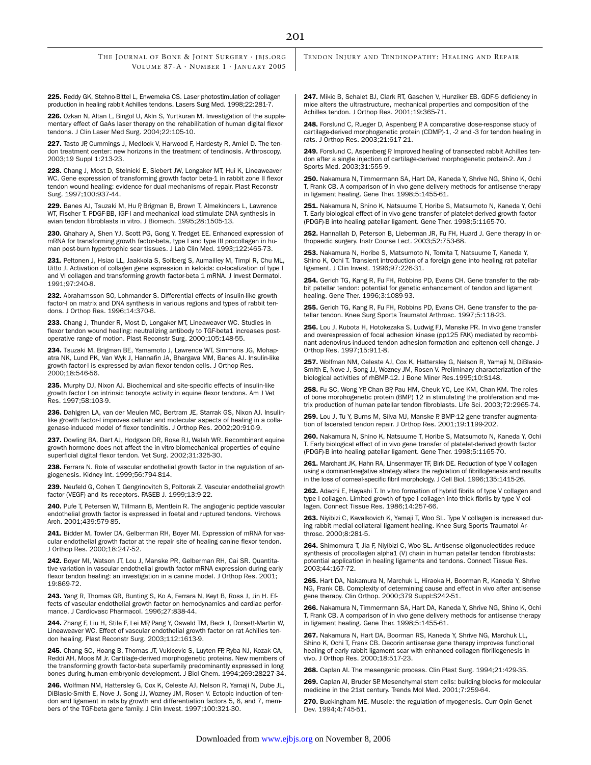**225.** Reddy GK, Stehno-Bittel L, Enwemeka CS. Laser photostimulation of collagen production in healing rabbit Achilles tendons. Lasers Surg Med. 1998;22:281-7.

**226.** Ozkan N, Altan L, Bingol U, Akln S, Yurtkuran M. Investigation of the supplementary effect of GaAs laser therapy on the rehabilitation of human digital flexor tendons. J Clin Laser Med Surg. 2004;22:105-10.

**227.** Tasto JP, Cummings J, Medlock V, Harwood F, Hardesty R, Amiel D. The tendon treatment center: new horizons in the treatment of tendinosis. Arthroscopy. 2003;19 Suppl 1:213-23.

**228.** Chang J, Most D, Stelnicki E, Siebert JW, Longaker MT, Hui K, Lineaweaver WC. Gene expression of transforming growth factor beta-1 in rabbit zone II flexor tendon wound healing: evidence for dual mechanisms of repair. Plast Reconstr Surg. 1997;100:937-44.

**229.** Banes AJ, Tsuzaki M, Hu P, Brigman B, Brown T, Almekinders L, Lawrence WT, Fischer T. PDGF-BB, IGF-I and mechanical load stimulate DNA synthesis in avian tendon fibroblasts in vitro. J Biomech. 1995;28:1505-13.

**230.** Ghahary A, Shen YJ, Scott PG, Gong Y, Tredget EE. Enhanced expression of mRNA for transforming growth factor-beta, type I and type III procollagen in human post-burn hypertrophic scar tissues. J Lab Clin Med. 1993;122:465-73.

**231.** Peltonen J, Hsiao LL, Jaakkola S, Sollberg S, Aumailley M, Timpl R, Chu ML, Uitto J. Activation of collagen gene expression in keloids: co-localization of type I and VI collagen and transforming growth factor-beta 1 mRNA. J Invest Dermatol. 1991;97:240-8.

**232.** Abrahamsson SO, Lohmander S. Differential effects of insulin-like growth factor-I on matrix and DNA synthesis in various regions and types of rabbit tendons. J Orthop Res. 1996;14:370-6.

**233.** Chang J, Thunder R, Most D, Longaker MT, Lineaweaver WC. Studies in flexor tendon wound healing: neutralizing antibody to TGF-beta1 increases postoperative range of motion. Plast Reconstr Surg. 2000;105:148-55.

**234.** Tsuzaki M, Brigman BE, Yamamoto J, Lawrence WT, Simmons JG, Mohapatra NK, Lund PK, Van Wyk J, Hannafin JA, Bhargava MM, Banes AJ. Insulin-like growth factor-I is expressed by avian flexor tendon cells. J Orthop Res. 2000;18:546-56.

**235.** Murphy DJ, Nixon AJ. Biochemical and site-specific effects of insulin-like growth factor I on intrinsic tenocyte activity in equine flexor tendons. Am J Vet Res. 1997;58:103-9.

**236.** Dahlgren LA, van der Meulen MC, Bertram JE, Starrak GS, Nixon AJ. Insulin-like growth factor-I improves cellular and molecular aspects of healing in a collagenase-induced model of flexor tendinitis. J Orthop Res. 2002;20:910-9.

**237.** Dowling BA, Dart AJ, Hodgson DR, Rose RJ, Walsh WR. Recombinant equine growth hormone does not affect the in vitro biomechanical properties of equine superficial digital flexor tendon. Vet Surg. 2002;31:325-30.

**238.** Ferrara N. Role of vascular endothelial growth factor in the regulation of angiogenesis. Kidney Int. 1999;56:794-814.

**239.** Neufeld G, Cohen T, Gengrinovitch S, Poltorak Z. Vascular endothelial growth factor (VEGF) and its receptors. FASEB J. 1999;13:9-22.

**240.** Pufe T, Petersen W, Tillmann B, Mentlein R. The angiogenic peptide vascular endothelial growth factor is expressed in foetal and ruptured tendons. Virchows Arch. 2001;439:579-85.

**241.** Bidder M, Towler DA, Gelberman RH, Boyer MI. Expression of mRNA for vascular endothelial growth factor at the repair site of healing canine flexor tendon. J Orthop Res. 2000;18:247-52.

**242.** Boyer MI, Watson JT, Lou J, Manske PR, Gelberman RH, Cai SR. Quantitative variation in vascular endothelial growth factor mRNA expression during early flexor tendon healing: an investigation in a canine model. J Orthop Res. 2001; 19:869-72.

**243.** Yang R, Thomas GR, Bunting S, Ko A, Ferrara N, Keyt B, Ross J, Jin H. Effects of vascular endothelial growth factor on hemodynamics and cardiac performance. J Cardiovasc Pharmacol. 1996;27:838-44.

**244.** Zhang F, Liu H, Stile F, Lei MP, Pang Y, Oswald TM, Beck J, Dorsett-Martin W, Lineaweaver WC. Effect of vascular endothelial growth factor on rat Achilles tendon healing. Plast Reconstr Surg. 2003;112:1613-9.

**245.** Chang SC, Hoang B, Thomas JT, Vukicevic S, Luyten FP, Ryba NJ, Kozak CA, Reddi AH, Moos M Jr. Cartilage-derived morphogenetic proteins. New members of the transforming growth factor-beta superfamily predominantly expressed in long bones during human embryonic development. J Biol Chem. 1994;269:28227-34.

**246.** Wolfman NM, Hattersley G, Cox K, Celeste AJ, Nelson R, Yamaji N, Dube JL, DiBlasio-Smith E, Nove J, Song JJ, Wozney JM, Rosen V. Ectopic induction of tendon and ligament in rats by growth and differentiation factors 5, 6, and 7, members of the TGF-beta gene family. J Clin Invest. 1997;100:321-30.

**247.** Mikic B, Schalet BJ, Clark RT, Gaschen V, Hunziker EB. GDF-5 deficiency in mice alters the ultrastructure, mechanical properties and composition of the Achilles tendon. J Orthop Res. 2001;19:365-71.

**248.** Forslund C, Rueger D, Aspenberg P. A comparative dose-response study of cartilage-derived morphogenetic protein (CDMP)-1, -2 and -3 for tendon healing in rats. J Orthop Res. 2003;21:617-21.

**249.** Forslund C, Aspenberg P. Improved healing of transected rabbit Achilles tendon after a single injection of cartilage-derived morphogenetic protein-2. Am J Sports Med. 2003;31:555-9.

**250.** Nakamura N, Timmermann SA, Hart DA, Kaneda Y, Shrive NG, Shino K, Ochi T, Frank CB. A comparison of in vivo gene delivery methods for antisense therapy in ligament healing. Gene Ther. 1998;5:1455-61.

**251.** Nakamura N, Shino K, Natsuume T, Horibe S, Matsumoto N, Kaneda Y, Ochi T. Early biological effect of in vivo gene transfer of platelet-derived growth factor (PDGF)-B into healing patellar ligament. Gene Ther. 1998;5:1165-70.

**252.** Hannallah D, Peterson B, Lieberman JR, Fu FH, Huard J. Gene therapy in orthopaedic surgery. Instr Course Lect. 2003;52:753-68.

**253.** Nakamura N, Horibe S, Matsumoto N, Tomita T, Natsuume T, Kaneda Y, Shino K, Ochi T. Transient introduction of a foreign gene into healing rat patellar ligament. J Clin Invest. 1996;97:226-31.

**254.** Gerich TG, Kang R, Fu FH, Robbins PD, Evans CH. Gene transfer to the rabbit patellar tendon: potential for genetic enhancement of tendon and ligament healing. Gene Ther. 1996;3:1089-93.

**255.** Gerich TG, Kang R, Fu FH, Robbins PD, Evans CH. Gene transfer to the patellar tendon. Knee Surg Sports Traumatol Arthrosc. 1997;5:118-23.

**256.** Lou J, Kubota H, Hotokezaka S, Ludwig FJ, Manske PR. In vivo gene transfer and overexpression of focal adhesion kinase (pp125 FAK) mediated by recombinant adenovirus-induced tendon adhesion formation and epitenon cell change. J Orthop Res. 1997;15:911-8.

**257.** Wolfman NM, Celeste AJ, Cox K, Hattersley G, Nelson R, Yamaji N, DiBlasio-Smith E, Nove J, Song JJ, Wozney JM, Rosen V. Preliminary characterization of the biological activities of rhBMP-12. J Bone Miner Res.1995;10:S148.

**258.** Fu SC, Wong YP, Chan BP, Pau HM, Cheuk YC, Lee KM, Chan KM. The roles of bone morphogenetic protein (BMP) 12 in stimulating the proliferation and matrix production of human patellar tendon fibroblasts. Life Sci. 2003;72:2965-74.

**259.** Lou J, Tu Y, Burns M, Silva MJ, Manske P. BMP-12 gene transfer augmentation of lacerated tendon repair. J Orthop Res. 2001;19:1199-202.

**260.** Nakamura N, Shino K, Natsuume T, Horibe S, Matsumoto N, Kaneda Y, Ochi T. Early biological effect of in vivo gene transfer of platelet-derived growth factor (PDGF)-B into healing patellar ligament. Gene Ther. 1998;5:1165-70.

**261.** Marchant JK, Hahn RA, Linsenmayer TF, Birk DE. Reduction of type V collagen using a dominant-negative strategy alters the regulation of fibrillogenesis and results in the loss of corneal-specific fibril morphology. J Cell Biol. 1996;135:1415-26.

**262.** Adachi E, Hayashi T. In vitro formation of hybrid fibrils of type V collagen and type I collagen. Limited growth of type I collagen into thick fibrils by type V collagen. Connect Tissue Res. 1986;14:257-66.

**263.** Niyibizi C, Kavalkovich K, Yamaji T, Woo SL. Type V collagen is increased during rabbit medial collateral ligament healing. Knee Surg Sports Traumatol Arthrosc. 2000;8:281-5.

**264.** Shimomura T, Jia F, Niyibizi C, Woo SL. Antisense oligonucleotides reduce synthesis of procollagen alpha1 (V) chain in human patellar tendon fibroblasts: potential application in healing ligaments and tendons. Connect Tissue Res. 2003;44:167-72.

**265.** Hart DA, Nakamura N, Marchuk L, Hiraoka H, Boorman R, Kaneda Y, Shrive NG, Frank CB. Complexity of determining cause and effect in vivo after antisense gene therapy. Clin Orthop. 2000;379 Suppl:S242-51.

**266.** Nakamura N, Timmermann SA, Hart DA, Kaneda Y, Shrive NG, Shino K, Ochi T, Frank CB. A comparison of in vivo gene delivery methods for antisense therapy in ligament healing. Gene Ther. 1998;5:1455-61.

**267.** Nakamura N, Hart DA, Boorman RS, Kaneda Y, Shrive NG, Marchuk LL, Shino K, Ochi T, Frank CB. Decorin antisense gene therapy improves functional healing of early rabbit ligament scar with enhanced collagen fibrillogenesis in vivo. J Orthop Res. 2000;18:517-23.

**268.** Caplan AI. The mesengenic process. Clin Plast Surg. 1994;21:429-35.

**269.** Caplan AI, Bruder SP. Mesenchymal stem cells: building blocks for molecular medicine in the 21st century. Trends Mol Med. 2001;7:259-64.

**270.** Buckingham ME. Muscle: the regulation of myogenesis. Curr Opin Genet Dev. 1994;4:745-51.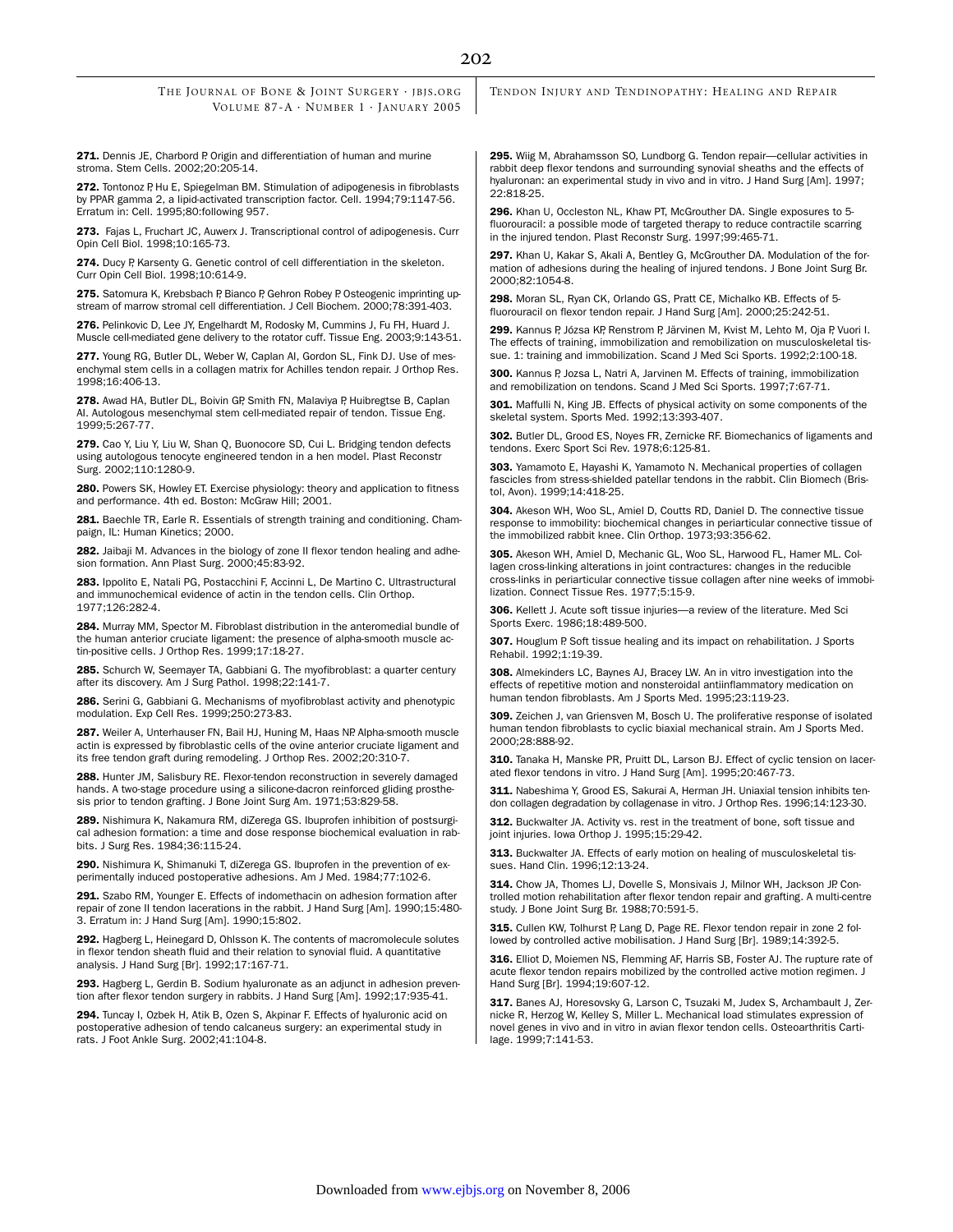**271.** Dennis JE, Charbord P. Origin and differentiation of human and murine stroma. Stem Cells. 2002;20:205-14.

**272.** Tontonoz P, Hu E, Spiegelman BM. Stimulation of adipogenesis in fibroblasts by PPAR gamma 2, a lipid-activated transcription factor. Cell. 1994;79:1147-56. Erratum in: Cell. 1995;80:following 957.

**273.** Fajas L, Fruchart JC, Auwerx J. Transcriptional control of adipogenesis. Curr Opin Cell Biol. 1998;10:165-73.

**274.** Ducy P, Karsenty G. Genetic control of cell differentiation in the skeleton. Curr Opin Cell Biol. 1998;10:614-9.

**275.** Satomura K, Krebsbach P, Bianco P, Gehron Robey P. Osteogenic imprinting upstream of marrow stromal cell differentiation. J Cell Biochem. 2000;78:391-403.

**276.** Pelinkovic D, Lee JY, Engelhardt M, Rodosky M, Cummins J, Fu FH, Huard J. Muscle cell-mediated gene delivery to the rotator cuff. Tissue Eng. 2003;9:143-51.

**277.** Young RG, Butler DL, Weber W, Caplan AI, Gordon SL, Fink DJ. Use of mesenchymal stem cells in a collagen matrix for Achilles tendon repair. J Orthop Res. 1998;16:406-13.

**278.** Awad HA, Butler DL, Boivin GP, Smith FN, Malaviya P, Huibregtse B, Caplan AI. Autologous mesenchymal stem cell-mediated repair of tendon. Tissue Eng. 1999;5:267-77.

**279.** Cao Y, Liu Y, Liu W, Shan Q, Buonocore SD, Cui L. Bridging tendon defects using autologous tenocyte engineered tendon in a hen model. Plast Reconstr Surg. 2002;110:1280-9.

**280.** Powers SK, Howley ET. Exercise physiology: theory and application to fitness and performance. 4th ed. Boston: McGraw Hill; 2001.

**281.** Baechle TR, Earle R. Essentials of strength training and conditioning. Champaign, IL: Human Kinetics; 2000.

**282.** Jaibaji M. Advances in the biology of zone II flexor tendon healing and adhesion formation. Ann Plast Surg. 2000;45:83-92.

**283.** Ippolito E, Natali PG, Postacchini F, Accinni L, De Martino C. Ultrastructural and immunochemical evidence of actin in the tendon cells. Clin Orthop. 1977;126:282-4.

**284.** Murray MM, Spector M. Fibroblast distribution in the anteromedial bundle of the human anterior cruciate ligament: the presence of alpha-smooth muscle actin-positive cells. J Orthop Res. 1999;17:18-27.

**285.** Schurch W, Seemayer TA, Gabbiani G. The myofibroblast: a quarter century after its discovery. Am J Surg Pathol. 1998;22:141-7.

**286.** Serini G, Gabbiani G. Mechanisms of myofibroblast activity and phenotypic modulation. Exp Cell Res. 1999;250:273-83.

**287.** Weiler A, Unterhauser FN, Bail HJ, Huning M, Haas NP. Alpha-smooth muscle actin is expressed by fibroblastic cells of the ovine anterior cruciate ligament and its free tendon graft during remodeling. J Orthop Res. 2002;20:310-7.

**288.** Hunter JM, Salisbury RE. Flexor-tendon reconstruction in severely damaged hands. A two-stage procedure using a silicone-dacron reinforced gliding prosthesis prior to tendon grafting. J Bone Joint Surg Am. 1971;53:829-58.

**289.** Nishimura K, Nakamura RM, diZerega GS. Ibuprofen inhibition of postsurgical adhesion formation: a time and dose response biochemical evaluation in rabbits. J Surg Res. 1984;36:115-24.

**290.** Nishimura K, Shimanuki T, diZerega GS. Ibuprofen in the prevention of experimentally induced postoperative adhesions. Am J Med. 1984;77:102-6.

**291.** Szabo RM, Younger E. Effects of indomethacin on adhesion formation after repair of zone II tendon lacerations in the rabbit. J Hand Surg [Am]. 1990;15:480-3. Erratum in: J Hand Surg [Am]. 1990;15:802.

**292.** Hagberg L, Heinegard D, Ohlsson K. The contents of macromolecule solutes in flexor tendon sheath fluid and their relation to synovial fluid. A quantitative analysis. J Hand Surg [Br]. 1992;17:167-71.

**293.** Hagberg L, Gerdin B. Sodium hyaluronate as an adjunct in adhesion prevention after flexor tendon surgery in rabbits. J Hand Surg [Am]. 1992;17:935-41.

**294.** Tuncay I, Ozbek H, Atik B, Ozen S, Akpinar F. Effects of hyaluronic acid on postoperative adhesion of tendo calcaneus surgery: an experimental study in rats. J Foot Ankle Surg. 2002;41:104-8.

**295.** Wiig M, Abrahamsson SO, Lundborg G. Tendon repair—cellular activities in rabbit deep flexor tendons and surrounding synovial sheaths and the effects of hyaluronan: an experimental study in vivo and in vitro. J Hand Surg [Am]. 1997; 22:818-25.

**296.** Khan U, Occleston NL, Khaw PT, McGrouther DA. Single exposures to 5-fluorouracil: a possible mode of targeted therapy to reduce contractile scarring in the injured tendon. Plast Reconstr Surg. 1997;99:465-71.

**297.** Khan U, Kakar S, Akali A, Bentley G, McGrouther DA. Modulation of the formation of adhesions during the healing of injured tendons. J Bone Joint Surg Br. 2000;82:1054-8.

**298.** Moran SL, Ryan CK, Orlando GS, Pratt CE, Michalko KB. Effects of 5-fluorouracil on flexor tendon repair. J Hand Surg [Am]. 2000;25:242-51.

**299.** Kannus P, Józsa KP, Renstrom P, Järvinen M, Kvist M, Lehto M, Oja P, Vuori I. The effects of training, immobilization and remobilization on musculoskeletal tissue. 1: training and immobilization. Scand J Med Sci Sports. 1992;2:100-18.

**300.** Kannus P, Jozsa L, Natri A, Jarvinen M. Effects of training, immobilization and remobilization on tendons. Scand J Med Sci Sports. 1997;7:67-71.

**301.** Maffulli N, King JB. Effects of physical activity on some components of the skeletal system. Sports Med. 1992;13:393-407.

**302.** Butler DL, Grood ES, Noyes FR, Zernicke RF. Biomechanics of ligaments and tendons. Exerc Sport Sci Rev. 1978;6:125-81.

**303.** Yamamoto E, Hayashi K, Yamamoto N. Mechanical properties of collagen fascicles from stress-shielded patellar tendons in the rabbit. Clin Biomech (Bristol, Avon). 1999;14:418-25.

**304.** Akeson WH, Woo SL, Amiel D, Coutts RD, Daniel D. The connective tissue response to immobility: biochemical changes in periarticular connective tissue of the immobilized rabbit knee. Clin Orthop. 1973;93:356-62.

**305.** Akeson WH, Amiel D, Mechanic GL, Woo SL, Harwood FL, Hamer ML. Collagen cross-linking alterations in joint contractures: changes in the reducible cross-links in periarticular connective tissue collagen after nine weeks of immobilization. Connect Tissue Res. 1977;5:15-9.

**306.** Kellett J. Acute soft tissue injuries—a review of the literature. Med Sci Sports Exerc. 1986;18:489-500.

**307.** Houglum P. Soft tissue healing and its impact on rehabilitation. J Sports Rehabil. 1992;1:19-39.

**308.** Almekinders LC, Baynes AJ, Bracey LW. An in vitro investigation into the effects of repetitive motion and nonsteroidal antiinflammatory medication on human tendon fibroblasts. Am J Sports Med. 1995;23:119-23.

**309.** Zeichen J, van Griensven M, Bosch U. The proliferative response of isolated human tendon fibroblasts to cyclic biaxial mechanical strain. Am J Sports Med. 2000;28:888-92.

**310.** Tanaka H, Manske PR, Pruitt DL, Larson BJ. Effect of cyclic tension on lacerated flexor tendons in vitro. J Hand Surg [Am]. 1995;20:467-73.

**311.** Nabeshima Y, Grood ES, Sakurai A, Herman JH. Uniaxial tension inhibits tendon collagen degradation by collagenase in vitro. J Orthop Res. 1996;14:123-30.

**312.** Buckwalter JA. Activity vs. rest in the treatment of bone, soft tissue and joint injuries. Iowa Orthop J. 1995;15:29-42.

**313.** Buckwalter JA. Effects of early motion on healing of musculoskeletal tissues. Hand Clin. 1996;12:13-24.

**314.** Chow JA, Thomes LJ, Dovelle S, Monsivais J, Milnor WH, Jackson JP. Controlled motion rehabilitation after flexor tendon repair and grafting. A multi-centre study. J Bone Joint Surg Br. 1988;70:591-5.

**315.** Cullen KW, Tolhurst P, Lang D, Page RE. Flexor tendon repair in zone 2 followed by controlled active mobilisation. J Hand Surg [Br]. 1989;14:392-5.

**316.** Elliot D, Moiemen NS, Flemming AF, Harris SB, Foster AJ. The rupture rate of acute flexor tendon repairs mobilized by the controlled active motion regimen. J Hand Surg [Br]. 1994;19:607-12.

**317.** Banes AJ, Horesovsky G, Larson C, Tsuzaki M, Judex S, Archambault J, Zernicke R, Herzog W, Kelley S, Miller L. Mechanical load stimulates expression of novel genes in vivo and in vitro in avian flexor tendon cells. Osteoarthritis Cartilage. 1999;7:141-53.